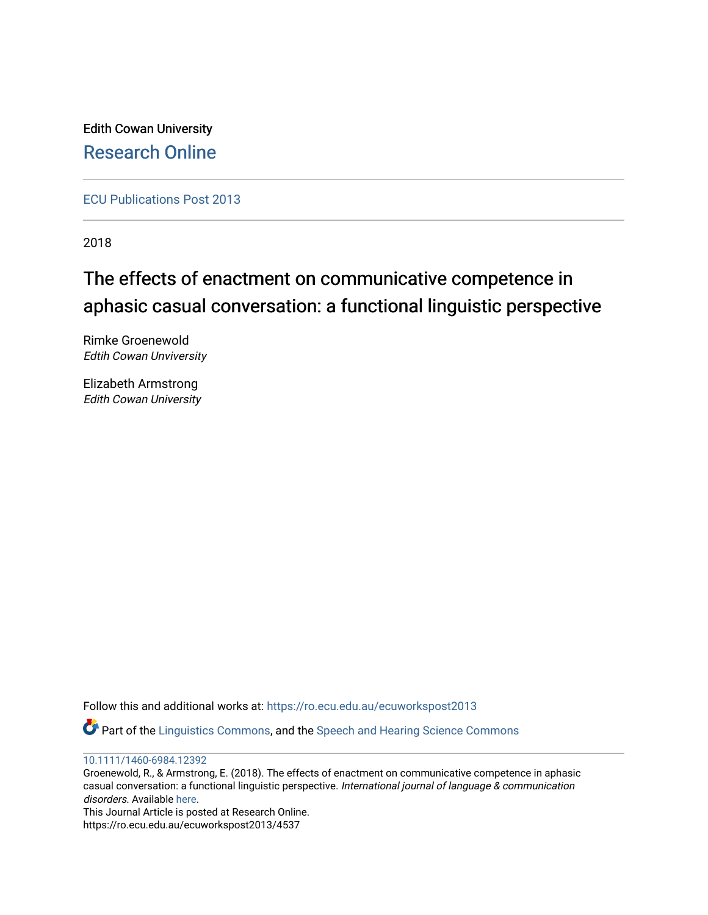Edith Cowan University

Research Online

ECU Publications Post 2013

2018

# The effects of enactment on communicative competence in aphasic casual conversation: a functional linguistic perspective

Rimke Groenewold
*Edtih Cowan Unviversity*

Elizabeth Armstrong
*Edith Cowan University*

Follow this and additional works at: https://ro.ecu.edu.au/ecuworkspost2013

Part of the Linguistics Commons, and the Speech and Hearing Science Commons

10.1111/1460-6984.12392

Groenewold, R., & Armstrong, E. (2018). The effects of enactment on communicative competence in aphasic casual conversation: a functional linguistic perspective. *International journal of language & communication disorders*. Available here.

This Journal Article is posted at Research Online.

https://ro.ecu.edu.au/ecuworkspost2013/4537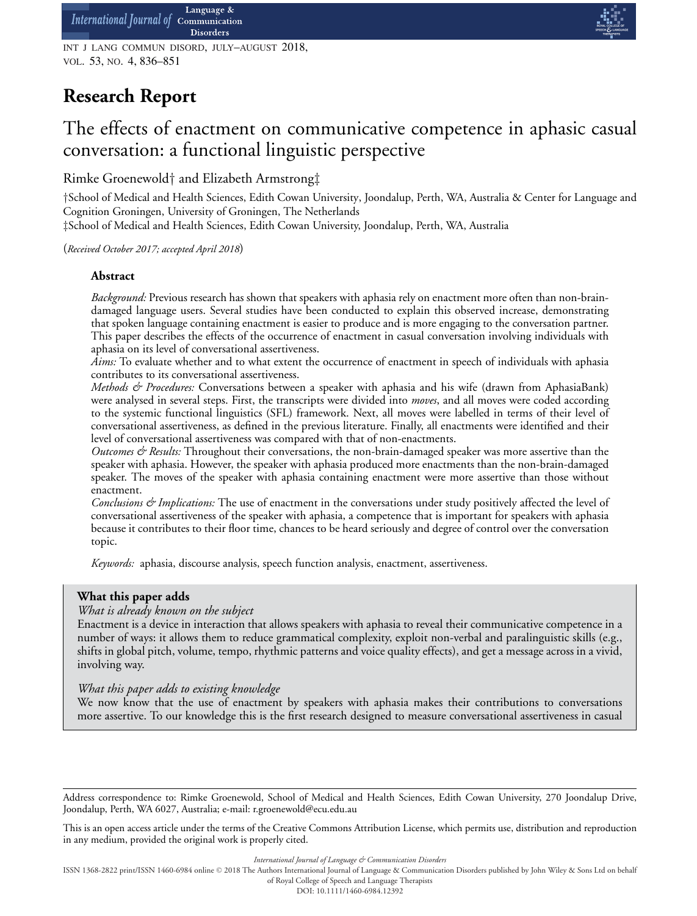# Research Report

# The effects of enactment on communicative competence in aphasic casual conversation: a functional linguistic perspective

Rimke Groenewold† and Elizabeth Armstrong‡

†School of Medical and Health Sciences, Edith Cowan University, Joondalup, Perth, WA, Australia & Center for Language and Cognition Groningen, University of Groningen, The Netherlands

‡School of Medical and Health Sciences, Edith Cowan University, Joondalup, Perth, WA, Australia

(*Received October 2017; accepted April 2018*)

## Abstract

*Background:* Previous research has shown that speakers with aphasia rely on enactment more often than non-brain-damaged language users. Several studies have been conducted to explain this observed increase, demonstrating that spoken language containing enactment is easier to produce and is more engaging to the conversation partner. This paper describes the effects of the occurrence of enactment in casual conversation involving individuals with aphasia on its level of conversational assertiveness.

*Aims:* To evaluate whether and to what extent the occurrence of enactment in speech of individuals with aphasia contributes to its conversational assertiveness.

*Methods & Procedures:* Conversations between a speaker with aphasia and his wife (drawn from AphasiaBank) were analysed in several steps. First, the transcripts were divided into *moves*, and all moves were coded according to the systemic functional linguistics (SFL) framework. Next, all moves were labelled in terms of their level of conversational assertiveness, as defined in the previous literature. Finally, all enactments were identified and their level of conversational assertiveness was compared with that of non-enactments.

*Outcomes & Results:* Throughout their conversations, the non-brain-damaged speaker was more assertive than the speaker with aphasia. However, the speaker with aphasia produced more enactments than the non-brain-damaged speaker. The moves of the speaker with aphasia containing enactment were more assertive than those without enactment.

*Conclusions & Implications:* The use of enactment in the conversations under study positively affected the level of conversational assertiveness of the speaker with aphasia, a competence that is important for speakers with aphasia because it contributes to their floor time, chances to be heard seriously and degree of control over the conversation topic.

*Keywords:* aphasia, discourse analysis, speech function analysis, enactment, assertiveness.

**What this paper adds**

*What is already known on the subject*

Enactment is a device in interaction that allows speakers with aphasia to reveal their communicative competence in a number of ways: it allows them to reduce grammatical complexity, exploit non-verbal and paralinguistic skills (e.g., shifts in global pitch, volume, tempo, rhythmic patterns and voice quality effects), and get a message across in a vivid, involving way.

*What this paper adds to existing knowledge*

We now know that the use of enactment by speakers with aphasia makes their contributions to conversations more assertive. To our knowledge this is the first research designed to measure conversational assertiveness in casual

Address correspondence to: Rimke Groenewold, School of Medical and Health Sciences, Edith Cowan University, 270 Joondalup Drive, Joondalup, Perth, WA 6027, Australia; e-mail: r.groenewold@ecu.edu.au

This is an open access article under the terms of the Creative Commons Attribution License, which permits use, distribution and reproduction in any medium, provided the original work is properly cited.

ISSN 1368-2822 print/ISSN 1460-6984 online © 2018 The Authors International Journal of Language & Communication Disorders published by John Wiley & Sons Ltd on behalf of Royal College of Speech and Language Therapists

DOI: 10.1111/1460-6984.12392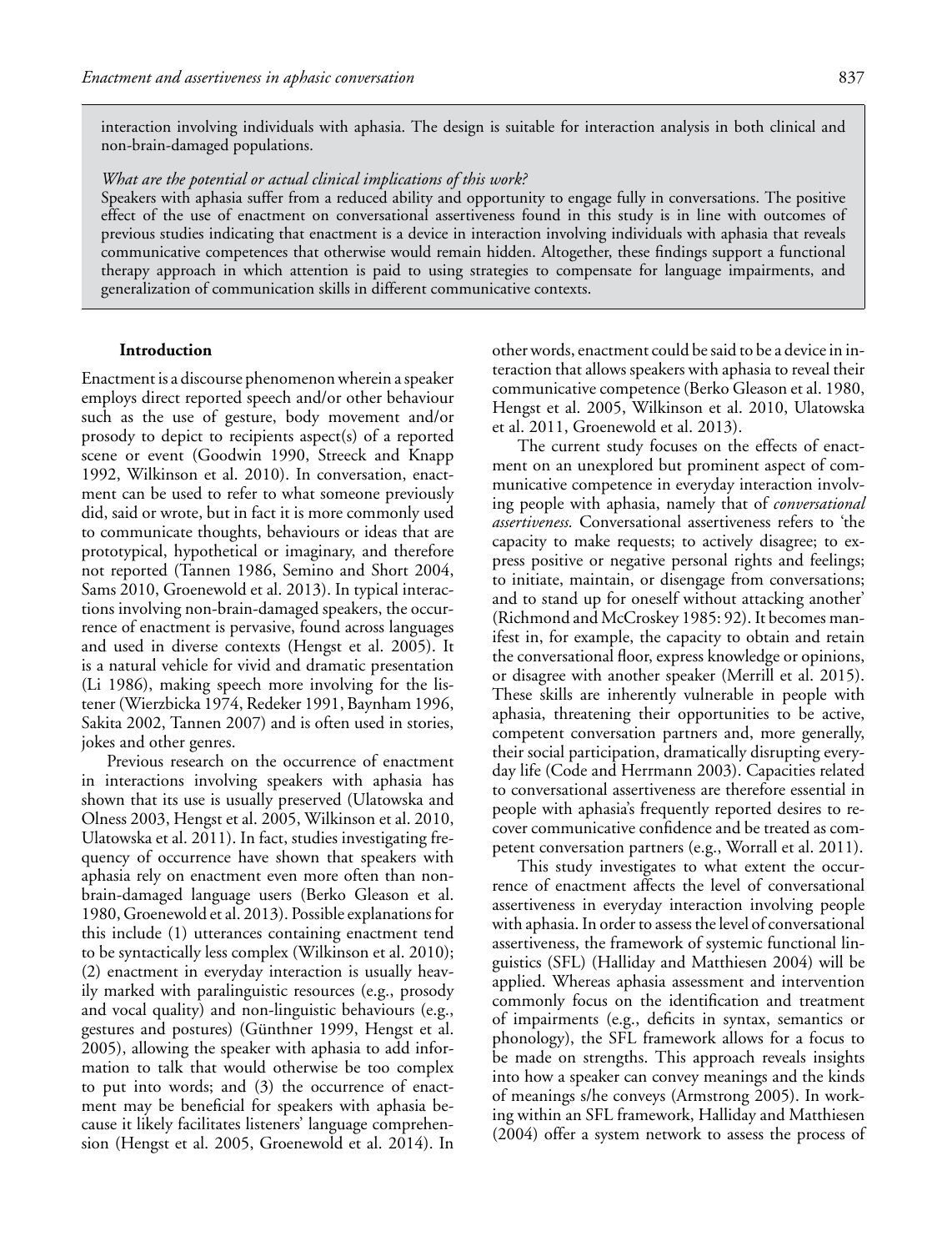interaction involving individuals with aphasia. The design is suitable for interaction analysis in both clinical and non-brain-damaged populations.

*What are the potential or actual clinical implications of this work?*

Speakers with aphasia suffer from a reduced ability and opportunity to engage fully in conversations. The positive effect of the use of enactment on conversational assertiveness found in this study is in line with outcomes of previous studies indicating that enactment is a device in interaction involving individuals with aphasia that reveals communicative competences that otherwise would remain hidden. Altogether, these findings support a functional therapy approach in which attention is paid to using strategies to compensate for language impairments, and generalization of communication skills in different communicative contexts.

## Introduction

Enactment is a discourse phenomenon wherein a speaker employs direct reported speech and/or other behaviour such as the use of gesture, body movement and/or prosody to depict to recipients aspect(s) of a reported scene or event (Goodwin 1990, Streeck and Knapp 1992, Wilkinson et al. 2010). In conversation, enactment can be used to refer to what someone previously did, said or wrote, but in fact it is more commonly used to communicate thoughts, behaviours or ideas that are prototypical, hypothetical or imaginary, and therefore not reported (Tannen 1986, Semino and Short 2004, Sams 2010, Groenewold et al. 2013). In typical interactions involving non-brain-damaged speakers, the occurrence of enactment is pervasive, found across languages and used in diverse contexts (Hengst et al. 2005). It is a natural vehicle for vivid and dramatic presentation (Li 1986), making speech more involving for the listener (Wierzbicka 1974, Redeker 1991, Baynham 1996, Sakita 2002, Tannen 2007) and is often used in stories, jokes and other genres.

Previous research on the occurrence of enactment in interactions involving speakers with aphasia has shown that its use is usually preserved (Ulatowska and Olness 2003, Hengst et al. 2005, Wilkinson et al. 2010, Ulatowska et al. 2011). In fact, studies investigating frequency of occurrence have shown that speakers with aphasia rely on enactment even more often than non-brain-damaged language users (Berko Gleason et al. 1980, Groenewold et al. 2013). Possible explanations for this include (1) utterances containing enactment tend to be syntactically less complex (Wilkinson et al. 2010); (2) enactment in everyday interaction is usually heavily marked with paralinguistic resources (e.g., prosody and vocal quality) and non-linguistic behaviours (e.g., gestures and postures) (Günthner 1999, Hengst et al. 2005), allowing the speaker with aphasia to add information to talk that would otherwise be too complex to put into words; and (3) the occurrence of enactment may be beneficial for speakers with aphasia because it likely facilitates listeners' language comprehension (Hengst et al. 2005, Groenewold et al. 2014). In other words, enactment could be said to be a device in interaction that allows speakers with aphasia to reveal their communicative competence (Berko Gleason et al. 1980, Hengst et al. 2005, Wilkinson et al. 2010, Ulatowska et al. 2011, Groenewold et al. 2013).

The current study focuses on the effects of enactment on an unexplored but prominent aspect of communicative competence in everyday interaction involving people with aphasia, namely that of *conversational assertiveness*. Conversational assertiveness refers to 'the capacity to make requests; to actively disagree; to express positive or negative personal rights and feelings; to initiate, maintain, or disengage from conversations; and to stand up for oneself without attacking another' (Richmond and McCroskey 1985: 92). It becomes manifest in, for example, the capacity to obtain and retain the conversational floor, express knowledge or opinions, or disagree with another speaker (Merrill et al. 2015). These skills are inherently vulnerable in people with aphasia, threatening their opportunities to be active, competent conversation partners and, more generally, their social participation, dramatically disrupting everyday life (Code and Herrmann 2003). Capacities related to conversational assertiveness are therefore essential in people with aphasia's frequently reported desires to recover communicative confidence and be treated as competent conversation partners (e.g., Worrall et al. 2011).

This study investigates to what extent the occurrence of enactment affects the level of conversational assertiveness in everyday interaction involving people with aphasia. In order to assess the level of conversational assertiveness, the framework of systemic functional linguistics (SFL) (Halliday and Matthiesen 2004) will be applied. Whereas aphasia assessment and intervention commonly focus on the identification and treatment of impairments (e.g., deficits in syntax, semantics or phonology), the SFL framework allows for a focus to be made on strengths. This approach reveals insights into how a speaker can convey meanings and the kinds of meanings s/he conveys (Armstrong 2005). In working within an SFL framework, Halliday and Matthiesen (2004) offer a system network to assess the process of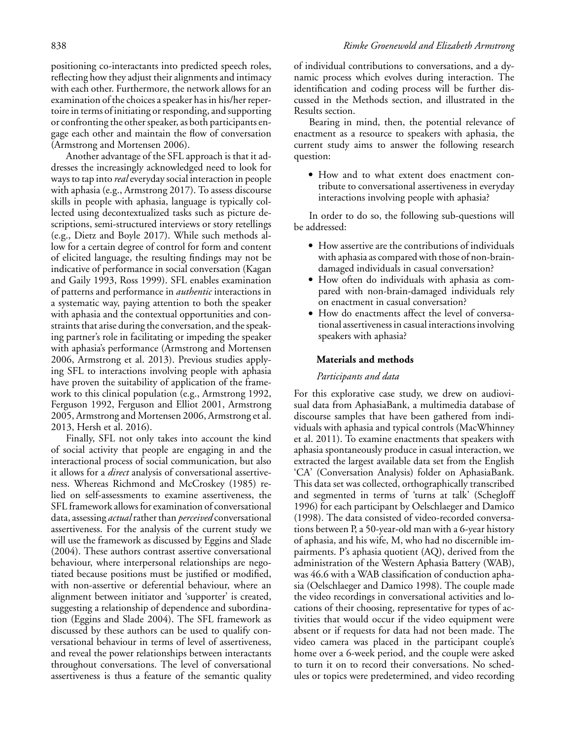positioning co-interactants into predicted speech roles, reflecting how they adjust their alignments and intimacy with each other. Furthermore, the network allows for an examination of the choices a speaker has in his/her repertoire in terms of initiating or responding, and supporting or confronting the other speaker, as both participants engage each other and maintain the flow of conversation (Armstrong and Mortensen 2006).

Another advantage of the SFL approach is that it addresses the increasingly acknowledged need to look for ways to tap into *real* everyday social interaction in people with aphasia (e.g., Armstrong 2017). To assess discourse skills in people with aphasia, language is typically collected using decontextualized tasks such as picture descriptions, semi-structured interviews or story retellings (e.g., Dietz and Boyle 2017). While such methods allow for a certain degree of control for form and content of elicited language, the resulting findings may not be indicative of performance in social conversation (Kagan and Gaily 1993, Ross 1999). SFL enables examination of patterns and performance in *authentic* interactions in a systematic way, paying attention to both the speaker with aphasia and the contextual opportunities and constraints that arise during the conversation, and the speaking partner's role in facilitating or impeding the speaker with aphasia's performance (Armstrong and Mortensen 2006, Armstrong et al. 2013). Previous studies applying SFL to interactions involving people with aphasia have proven the suitability of application of the framework to this clinical population (e.g., Armstrong 1992, Ferguson 1992, Ferguson and Elliot 2001, Armstrong 2005, Armstrong and Mortensen 2006, Armstrong et al. 2013, Hersh et al. 2016).

Finally, SFL not only takes into account the kind of social activity that people are engaging in and the interactional process of social communication, but also it allows for a *direct* analysis of conversational assertiveness. Whereas Richmond and McCroskey (1985) relied on self-assessments to examine assertiveness, the SFL framework allows for examination of conversational data, assessing *actual* rather than *perceived* conversational assertiveness. For the analysis of the current study we will use the framework as discussed by Eggins and Slade (2004). These authors contrast assertive conversational behaviour, where interpersonal relationships are negotiated because positions must be justified or modified, with non-assertive or deferential behaviour, where an alignment between initiator and 'supporter' is created, suggesting a relationship of dependence and subordination (Eggins and Slade 2004). The SFL framework as discussed by these authors can be used to qualify conversational behaviour in terms of level of assertiveness, and reveal the power relationships between interactants throughout conversations. The level of conversational assertiveness is thus a feature of the semantic quality of individual contributions to conversations, and a dynamic process which evolves during interaction. The identification and coding process will be further discussed in the Methods section, and illustrated in the Results section.

Bearing in mind, then, the potential relevance of enactment as a resource to speakers with aphasia, the current study aims to answer the following research question:

- How and to what extent does enactment contribute to conversational assertiveness in everyday interactions involving people with aphasia?

In order to do so, the following sub-questions will be addressed:

- How assertive are the contributions of individuals with aphasia as compared with those of non-brain-damaged individuals in casual conversation?
- How often do individuals with aphasia as compared with non-brain-damaged individuals rely on enactment in casual conversation?
- How do enactments affect the level of conversational assertiveness in casual interactions involving speakers with aphasia?

## Materials and methods

### *Participants and data*

For this explorative case study, we drew on audiovisual data from AphasiaBank, a multimedia database of discourse samples that have been gathered from individuals with aphasia and typical controls (MacWhinney et al. 2011). To examine enactments that speakers with aphasia spontaneously produce in casual interaction, we extracted the largest available data set from the English 'CA' (Conversation Analysis) folder on AphasiaBank. This data set was collected, orthographically transcribed and segmented in terms of 'turns at talk' (Schegloff 1996) for each participant by Oelschlaeger and Damico (1998). The data consisted of video-recorded conversations between P, a 50-year-old man with a 6-year history of aphasia, and his wife, M, who had no discernible impairments. P's aphasia quotient (AQ), derived from the administration of the Western Aphasia Battery (WAB), was 46.6 with a WAB classification of conduction aphasia (Oelschlaeger and Damico 1998). The couple made the video recordings in conversational activities and locations of their choosing, representative for types of activities that would occur if the video equipment were absent or if requests for data had not been made. The video camera was placed in the participant couple's home over a 6-week period, and the couple were asked to turn it on to record their conversations. No schedules or topics were predetermined, and video recording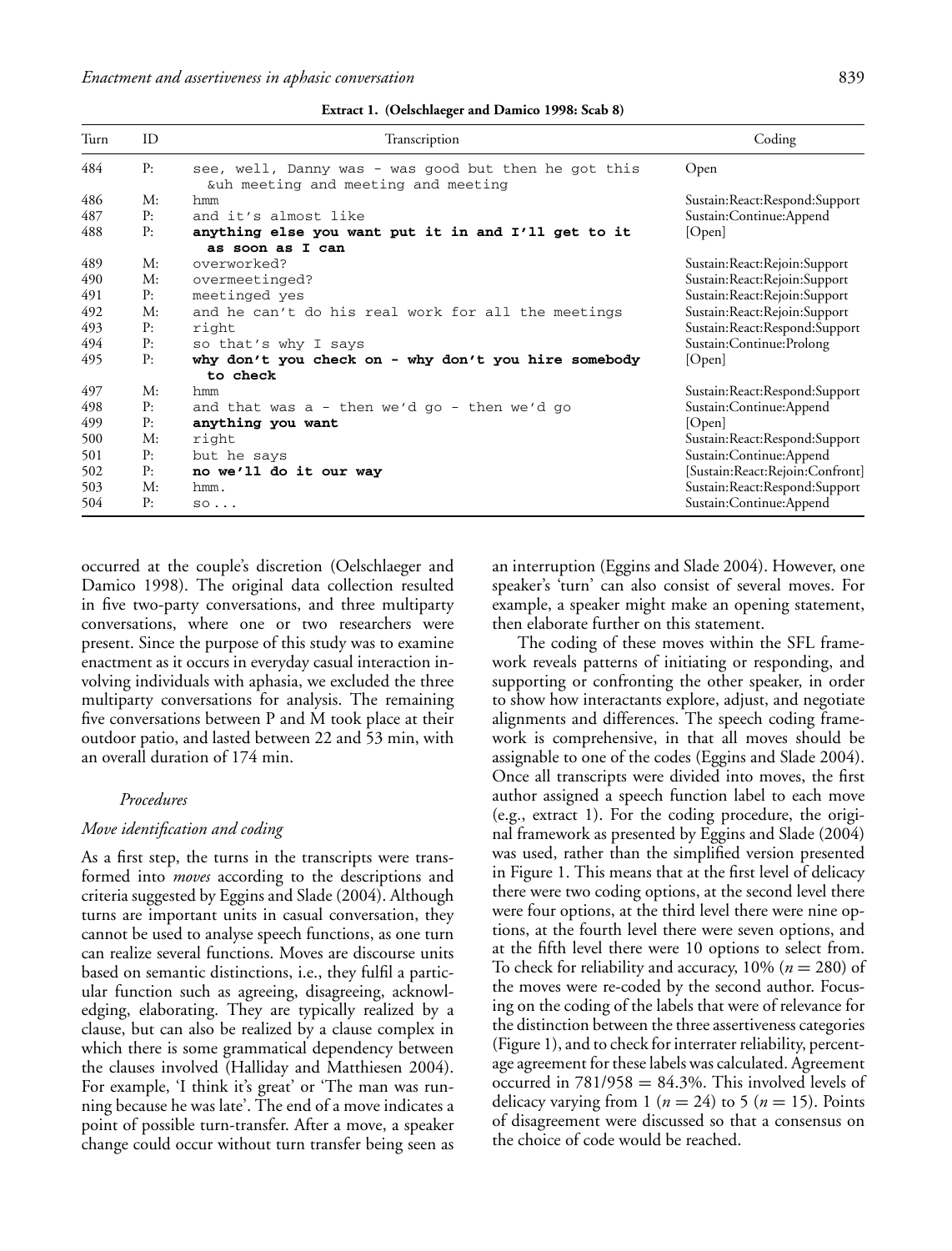**Extract 1. (Oelschlaeger and Damico 1998: Scab 8)**

| Turn | ID | Transcription | Coding |
|---|---|---|---|
| 484 | P: | see, well, Danny was - was good but then he got this &uh meeting and meeting and meeting | Open |
| 486 | M: | hmm | Sustain:React:Respond:Support |
| 487 | P: | and it's almost like | Sustain:Continue:Append |
| 488 | P: | **anything else you want put it in and I'll get to it as soon as I can** | [Open] |
| 489 | M: | overworked? | Sustain:React:Rejoin:Support |
| 490 | M: | overmeetinged? | Sustain:React:Rejoin:Support |
| 491 | P: | meetinged yes | Sustain:React:Rejoin:Support |
| 492 | M: | and he can't do his real work for all the meetings | Sustain:React:Rejoin:Support |
| 493 | P: | right | Sustain:React:Respond:Support |
| 494 | P: | so that's why I says | Sustain:Continue:Prolong |
| 495 | P: | **why don't you check on - why don't you hire somebody to check** | [Open] |
| 497 | M: | hmm | Sustain:React:Respond:Support |
| 498 | P: | and that was a - then we'd go - then we'd go | Sustain:Continue:Append |
| 499 | P: | **anything you want** | [Open] |
| 500 | M: | right | Sustain:React:Respond:Support |
| 501 | P: | but he says | Sustain:Continue:Append |
| 502 | P: | **no we'll do it our way** | [Sustain:React:Rejoin:Confront] |
| 503 | M: | hmm. | Sustain:React:Respond:Support |
| 504 | P: | so... | Sustain:Continue:Append |

occurred at the couple's discretion (Oelschlaeger and Damico 1998). The original data collection resulted in five two-party conversations, and three multiparty conversations, where one or two researchers were present. Since the purpose of this study was to examine enactment as it occurs in everyday casual interaction involving individuals with aphasia, we excluded the three multiparty conversations for analysis. The remaining five conversations between P and M took place at their outdoor patio, and lasted between 22 and 53 min, with an overall duration of 174 min.

### *Procedures*

#### *Move identification and coding*

As a first step, the turns in the transcripts were transformed into *moves* according to the descriptions and criteria suggested by Eggins and Slade (2004). Although turns are important units in casual conversation, they cannot be used to analyse speech functions, as one turn can realize several functions. Moves are discourse units based on semantic distinctions, i.e., they fulfil a particular function such as agreeing, disagreeing, acknowledging, elaborating. They are typically realized by a clause, but can also be realized by a clause complex in which there is some grammatical dependency between the clauses involved (Halliday and Matthiesen 2004). For example, 'I think it's great' or 'The man was running because he was late'. The end of a move indicates a point of possible turn-transfer. After a move, a speaker change could occur without turn transfer being seen as an interruption (Eggins and Slade 2004). However, one speaker's 'turn' can also consist of several moves. For example, a speaker might make an opening statement, then elaborate further on this statement.

The coding of these moves within the SFL framework reveals patterns of initiating or responding, and supporting or confronting the other speaker, in order to show how interactants explore, adjust, and negotiate alignments and differences. The speech coding framework is comprehensive, in that all moves should be assignable to one of the codes (Eggins and Slade 2004). Once all transcripts were divided into moves, the first author assigned a speech function label to each move (e.g., extract 1). For the coding procedure, the original framework as presented by Eggins and Slade (2004) was used, rather than the simplified version presented in Figure 1. This means that at the first level of delicacy there were two coding options, at the second level there were four options, at the third level there were nine options, at the fourth level there were seven options, and at the fifth level there were 10 options to select from. To check for reliability and accuracy, 10% ($n = 280$) of the moves were re-coded by the second author. Focusing on the coding of the labels that were of relevance for the distinction between the three assertiveness categories (Figure 1), and to check for interrater reliability, percentage agreement for these labels was calculated. Agreement occurred in $781/958 = 84.3\%$. This involved levels of delicacy varying from 1 ($n = 24$) to 5 ($n = 15$). Points of disagreement were discussed so that a consensus on the choice of code would be reached.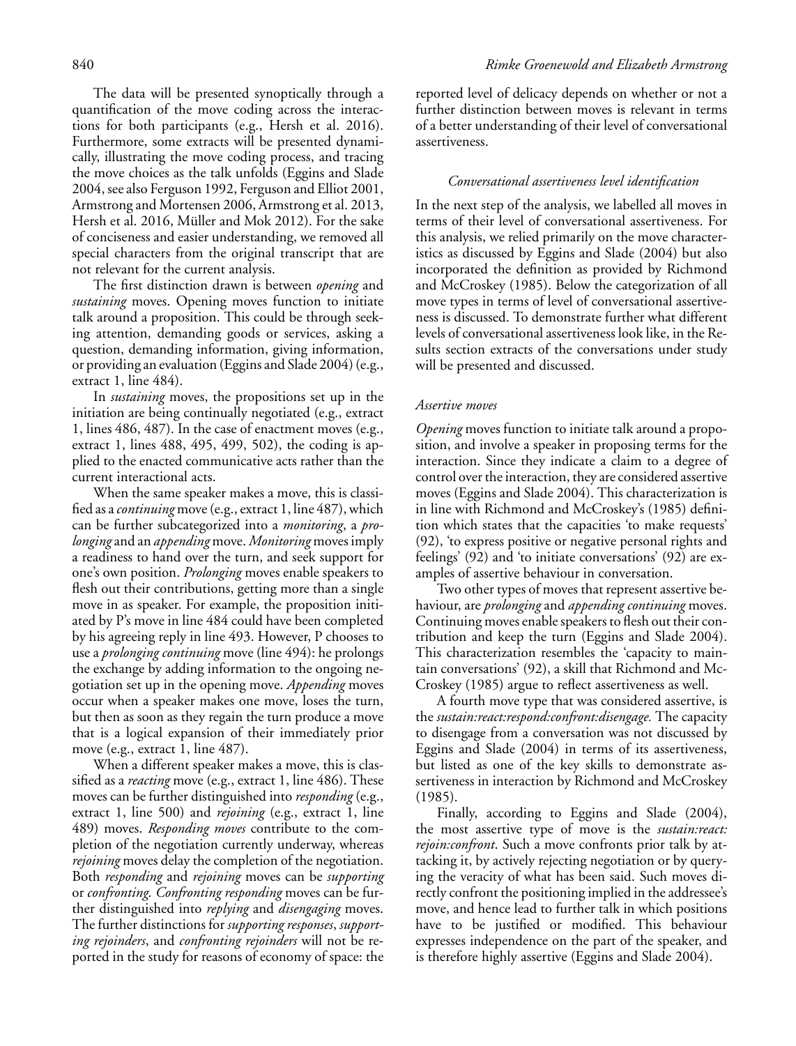The data will be presented synoptically through a quantification of the move coding across the interactions for both participants (e.g., Hersh et al. 2016). Furthermore, some extracts will be presented dynamically, illustrating the move coding process, and tracing the move choices as the talk unfolds (Eggins and Slade 2004, see also Ferguson 1992, Ferguson and Elliot 2001, Armstrong and Mortensen 2006, Armstrong et al. 2013, Hersh et al. 2016, Müller and Mok 2012). For the sake of conciseness and easier understanding, we removed all special characters from the original transcript that are not relevant for the current analysis.

The first distinction drawn is between *opening* and *sustaining* moves. Opening moves function to initiate talk around a proposition. This could be through seeking attention, demanding goods or services, asking a question, demanding information, giving information, or providing an evaluation (Eggins and Slade 2004) (e.g., extract 1, line 484).

In *sustaining* moves, the propositions set up in the initiation are being continually negotiated (e.g., extract 1, lines 486, 487). In the case of enactment moves (e.g., extract 1, lines 488, 495, 499, 502), the coding is applied to the enacted communicative acts rather than the current interactional acts.

When the same speaker makes a move, this is classified as a *continuing* move (e.g., extract 1, line 487), which can be further subcategorized into a *monitoring*, a *prolonging* and an *appending* move. *Monitoring* moves imply a readiness to hand over the turn, and seek support for one's own position. *Prolonging* moves enable speakers to flesh out their contributions, getting more than a single move in as speaker. For example, the proposition initiated by P's move in line 484 could have been completed by his agreeing reply in line 493. However, P chooses to use a *prolonging continuing* move (line 494): he prolongs the exchange by adding information to the ongoing negotiation set up in the opening move. *Appending* moves occur when a speaker makes one move, loses the turn, but then as soon as they regain the turn produce a move that is a logical expansion of their immediately prior move (e.g., extract 1, line 487).

When a different speaker makes a move, this is classified as a *reacting* move (e.g., extract 1, line 486). These moves can be further distinguished into *responding* (e.g., extract 1, line 500) and *rejoining* (e.g., extract 1, line 489) moves. *Responding moves* contribute to the completion of the negotiation currently underway, whereas *rejoining* moves delay the completion of the negotiation. Both *responding* and *rejoining* moves can be *supporting* or *confronting*. *Confronting responding* moves can be further distinguished into *replying* and *disengaging* moves. The further distinctions for *supporting responses*, *supporting rejoinders*, and *confronting rejoinders* will not be reported in the study for reasons of economy of space: the reported level of delicacy depends on whether or not a further distinction between moves is relevant in terms of a better understanding of their level of conversational assertiveness.

### *Conversational assertiveness level identification*

In the next step of the analysis, we labelled all moves in terms of their level of conversational assertiveness. For this analysis, we relied primarily on the move characteristics as discussed by Eggins and Slade (2004) but also incorporated the definition as provided by Richmond and McCroskey (1985). Below the categorization of all move types in terms of level of conversational assertiveness is discussed. To demonstrate further what different levels of conversational assertiveness look like, in the Results section extracts of the conversations under study will be presented and discussed.

#### *Assertive moves*

*Opening* moves function to initiate talk around a proposition, and involve a speaker in proposing terms for the interaction. Since they indicate a claim to a degree of control over the interaction, they are considered assertive moves (Eggins and Slade 2004). This characterization is in line with Richmond and McCroskey's (1985) definition which states that the capacities 'to make requests' (92), 'to express positive or negative personal rights and feelings' (92) and 'to initiate conversations' (92) are examples of assertive behaviour in conversation.

Two other types of moves that represent assertive behaviour, are *prolonging* and *appending continuing* moves. Continuing moves enable speakers to flesh out their contribution and keep the turn (Eggins and Slade 2004). This characterization resembles the 'capacity to maintain conversations' (92), a skill that Richmond and McCroskey (1985) argue to reflect assertiveness as well.

A fourth move type that was considered assertive, is the *sustain:react:respond:confront:disengage*. The capacity to disengage from a conversation was not discussed by Eggins and Slade (2004) in terms of its assertiveness, but listed as one of the key skills to demonstrate assertiveness in interaction by Richmond and McCroskey (1985).

Finally, according to Eggins and Slade (2004), the most assertive type of move is the *sustain:react:rejoin:confront*. Such a move confronts prior talk by attacking it, by actively rejecting negotiation or by querying the veracity of what has been said. Such moves directly confront the positioning implied in the addressee's move, and hence lead to further talk in which positions have to be justified or modified. This behaviour expresses independence on the part of the speaker, and is therefore highly assertive (Eggins and Slade 2004).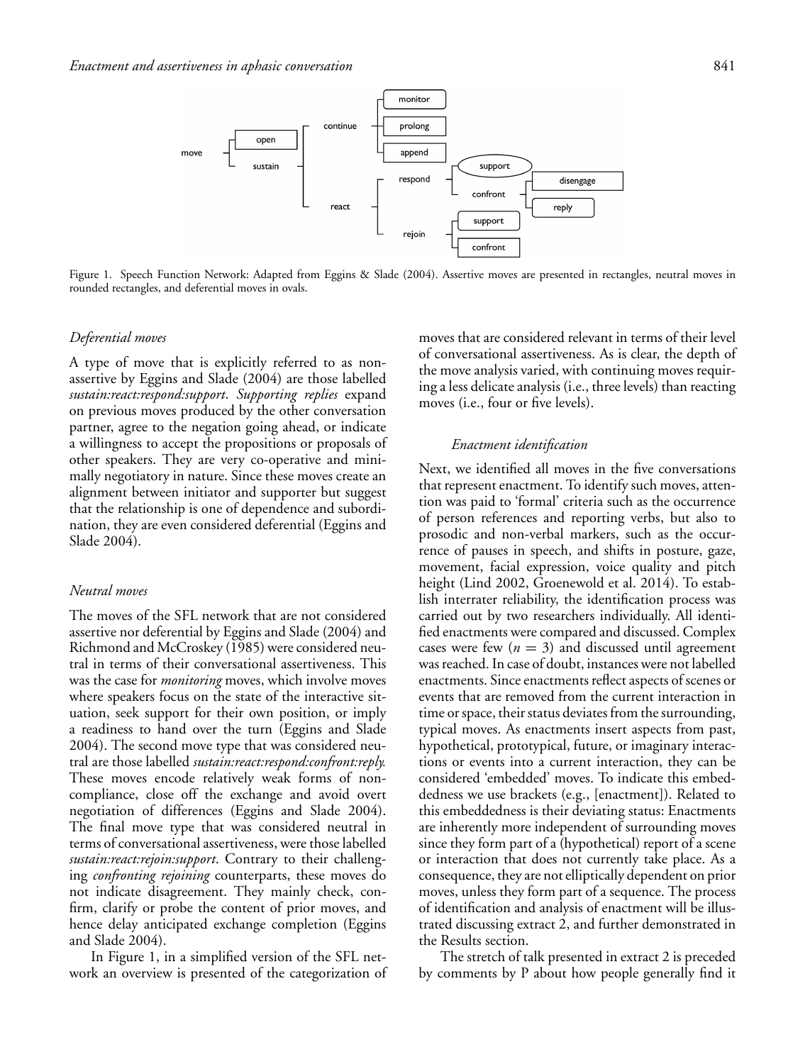move

open

sustain

continue

monitor

prolong

append

react

respond

support

confront

disengage

reply

rejoin

support

confront

Figure 1. Speech Function Network: Adapted from Eggins & Slade (2004). Assertive moves are presented in rectangles, neutral moves in rounded rectangles, and deferential moves in ovals.

### *Deferential moves*

A type of move that is explicitly referred to as non-assertive by Eggins and Slade (2004) are those labelled *sustain:react:respond:support*. *Supporting replies* expand on previous moves produced by the other conversation partner, agree to the negation going ahead, or indicate a willingness to accept the propositions or proposals of other speakers. They are very co-operative and minimally negotiatory in nature. Since these moves create an alignment between initiator and supporter but suggest that the relationship is one of dependence and subordination, they are even considered deferential (Eggins and Slade 2004).

### *Neutral moves*

The moves of the SFL network that are not considered assertive nor deferential by Eggins and Slade (2004) and Richmond and McCroskey (1985) were considered neutral in terms of their conversational assertiveness. This was the case for *monitoring* moves, which involve moves where speakers focus on the state of the interactive situation, seek support for their own position, or imply a readiness to hand over the turn (Eggins and Slade 2004). The second move type that was considered neutral are those labelled *sustain:react:respond:confront:reply.* These moves encode relatively weak forms of non-compliance, close off the exchange and avoid overt negotiation of differences (Eggins and Slade 2004). The final move type that was considered neutral in terms of conversational assertiveness, were those labelled *sustain:react:rejoin:support*. Contrary to their challenging *confronting rejoining* counterparts, these moves do not indicate disagreement. They mainly check, confirm, clarify or probe the content of prior moves, and hence delay anticipated exchange completion (Eggins and Slade 2004).

In Figure 1, in a simplified version of the SFL network an overview is presented of the categorization of moves that are considered relevant in terms of their level of conversational assertiveness. As is clear, the depth of the move analysis varied, with continuing moves requiring a less delicate analysis (i.e., three levels) than reacting moves (i.e., four or five levels).

### *Enactment identification*

Next, we identified all moves in the five conversations that represent enactment. To identify such moves, attention was paid to 'formal' criteria such as the occurrence of person references and reporting verbs, but also to prosodic and non-verbal markers, such as the occurrence of pauses in speech, and shifts in posture, gaze, movement, facial expression, voice quality and pitch height (Lind 2002, Groenewold et al. 2014). To establish interrater reliability, the identification process was carried out by two researchers individually. All identified enactments were compared and discussed. Complex cases were few ($n = 3$) and discussed until agreement was reached. In case of doubt, instances were not labelled enactments. Since enactments reflect aspects of scenes or events that are removed from the current interaction in time or space, their status deviates from the surrounding, typical moves. As enactments insert aspects from past, hypothetical, prototypical, future, or imaginary interactions or events into a current interaction, they can be considered 'embedded' moves. To indicate this embeddedness we use brackets (e.g., [enactment]). Related to this embeddedness is their deviating status: Enactments are inherently more independent of surrounding moves since they form part of a (hypothetical) report of a scene or interaction that does not currently take place. As a consequence, they are not elliptically dependent on prior moves, unless they form part of a sequence. The process of identification and analysis of enactment will be illustrated discussing extract 2, and further demonstrated in the Results section.

The stretch of talk presented in extract 2 is preceded by comments by P about how people generally find it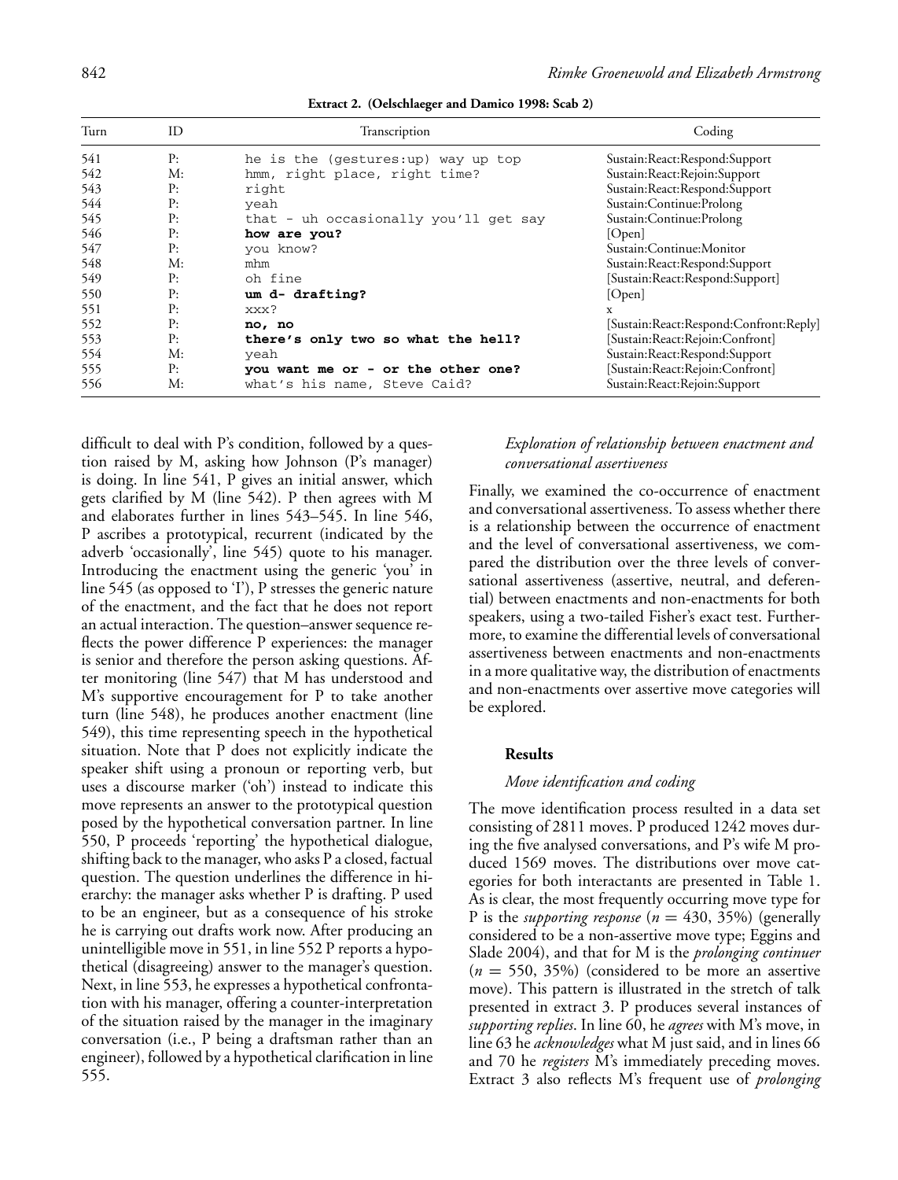**Extract 2. (Oelschlaeger and Damico 1998: Scab 2)**

| Turn | ID | Transcription | Coding |
|---|---|---|---|
| 541 | P: | he is the (gestures:up) way up top | Sustain:React:Respond:Support |
| 542 | M: | hmm, right place, right time? | Sustain:React:Rejoin:Support |
| 543 | P: | right | Sustain:React:Respond:Support |
| 544 | P: | yeah | Sustain:Continue:Prolong |
| 545 | P: | that - uh occasionally you'll get say | Sustain:Continue:Prolong |
| 546 | P: | **how are you?** | [Open] |
| 547 | P: | you know? | Sustain:Continue:Monitor |
| 548 | M: | mhm | Sustain:React:Respond:Support |
| 549 | P: | oh fine | [Sustain:React:Respond:Support] |
| 550 | P: | **um d- drafting?** | [Open] |
| 551 | P: | xxx? | x |
| 552 | P: | **no, no** | [Sustain:React:Respond:Confront:Reply] |
| 553 | P: | **there's only two so what the hell?** | [Sustain:React:Rejoin:Confront] |
| 554 | M: | yeah | Sustain:React:Respond:Support |
| 555 | P: | **you want me or - or the other one?** | [Sustain:React:Rejoin:Confront] |
| 556 | M: | what's his name, Steve Caid? | Sustain:React:Rejoin:Support |

difficult to deal with P's condition, followed by a question raised by M, asking how Johnson (P's manager) is doing. In line 541, P gives an initial answer, which gets clarified by M (line 542). P then agrees with M and elaborates further in lines 543–545. In line 546, P ascribes a prototypical, recurrent (indicated by the adverb 'occasionally', line 545) quote to his manager. Introducing the enactment using the generic 'you' in line 545 (as opposed to 'I'), P stresses the generic nature of the enactment, and the fact that he does not report an actual interaction. The question–answer sequence reflects the power difference P experiences: the manager is senior and therefore the person asking questions. After monitoring (line 547) that M has understood and M's supportive encouragement for P to take another turn (line 548), he produces another enactment (line 549), this time representing speech in the hypothetical situation. Note that P does not explicitly indicate the speaker shift using a pronoun or reporting verb, but uses a discourse marker ('oh') instead to indicate this move represents an answer to the prototypical question posed by the hypothetical conversation partner. In line 550, P proceeds 'reporting' the hypothetical dialogue, shifting back to the manager, who asks P a closed, factual question. The question underlines the difference in hierarchy: the manager asks whether P is drafting. P used to be an engineer, but as a consequence of his stroke he is carrying out drafts work now. After producing an unintelligible move in 551, in line 552 P reports a hypothetical (disagreeing) answer to the manager's question. Next, in line 553, he expresses a hypothetical confrontation with his manager, offering a counter-interpretation of the situation raised by the manager in the imaginary conversation (i.e., P being a draftsman rather than an engineer), followed by a hypothetical clarification in line 555.

### *Exploration of relationship between enactment and conversational assertiveness*

Finally, we examined the co-occurrence of enactment and conversational assertiveness. To assess whether there is a relationship between the occurrence of enactment and the level of conversational assertiveness, we compared the distribution over the three levels of conversational assertiveness (assertive, neutral, and deferential) between enactments and non-enactments for both speakers, using a two-tailed Fisher's exact test. Furthermore, to examine the differential levels of conversational assertiveness between enactments and non-enactments in a more qualitative way, the distribution of enactments and non-enactments over assertive move categories will be explored.

## Results

### *Move identification and coding*

The move identification process resulted in a data set consisting of 2811 moves. P produced 1242 moves during the five analysed conversations, and P's wife M produced 1569 moves. The distributions over move categories for both interactants are presented in Table 1. As is clear, the most frequently occurring move type for P is the *supporting response* ($n = 430$, 35%) (generally considered to be a non-assertive move type; Eggins and Slade 2004), and that for M is the *prolonging continuer* ($n = 550$, 35%) (considered to be more an assertive move). This pattern is illustrated in the stretch of talk presented in extract 3. P produces several instances of *supporting replies*. In line 60, he *agrees* with M's move, in line 63 he *acknowledges* what M just said, and in lines 66 and 70 he *registers* M's immediately preceding moves. Extract 3 also reflects M's frequent use of *prolonging*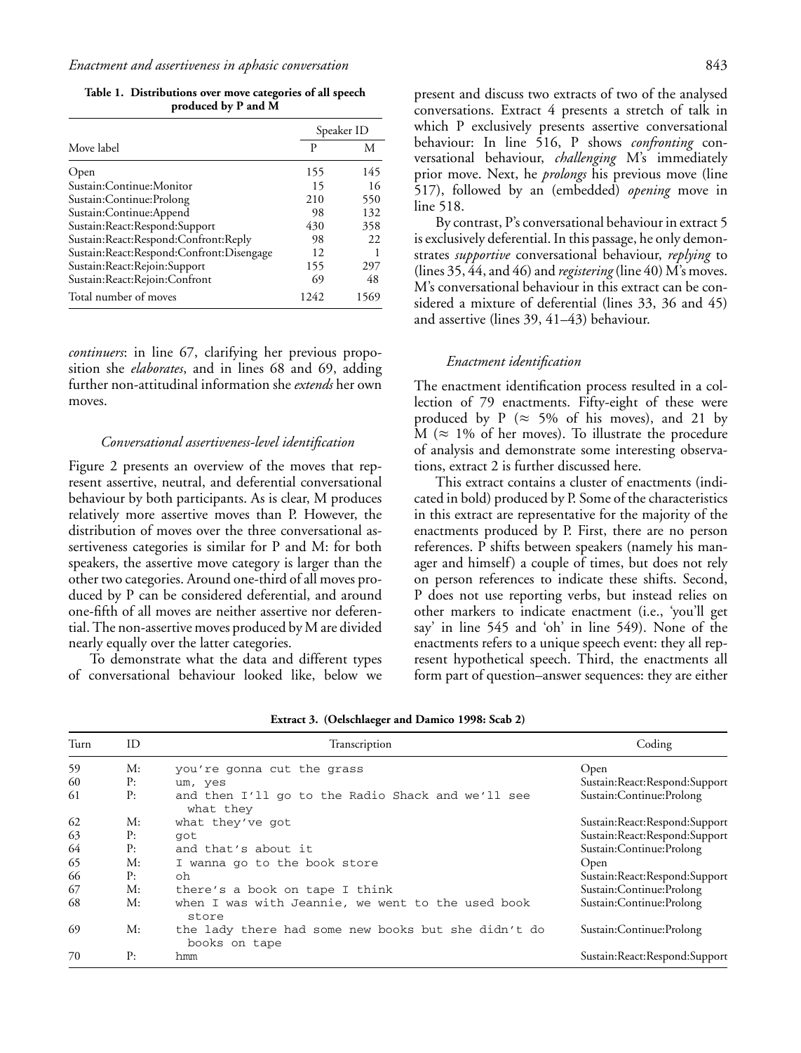**Table 1. Distributions over move categories of all speech produced by P and M**

| Move label | Speaker ID | |
|---|---|---|
| | P | M |
| Open | 155 | 145 |
| Sustain:Continue:Monitor | 15 | 16 |
| Sustain:Continue:Prolong | 210 | 550 |
| Sustain:Continue:Append | 98 | 132 |
| Sustain:React:Respond:Support | 430 | 358 |
| Sustain:React:Respond:Confront:Reply | 98 | 22 |
| Sustain:React:Respond:Confront:Disengage | 12 | 1 |
| Sustain:React:Rejoin:Support | 155 | 297 |
| Sustain:React:Rejoin:Confront | 69 | 48 |
| Total number of moves | 1242 | 1569 |

*continuers*: in line 67, clarifying her previous proposition she *elaborates*, and in lines 68 and 69, adding further non-attitudinal information she *extends* her own moves.

### *Conversational assertiveness-level identification*

Figure 2 presents an overview of the moves that represent assertive, neutral, and deferential conversational behaviour by both participants. As is clear, M produces relatively more assertive moves than P. However, the distribution of moves over the three conversational assertiveness categories is similar for P and M: for both speakers, the assertive move category is larger than the other two categories. Around one-third of all moves produced by P can be considered deferential, and around one-fifth of all moves are neither assertive nor deferential. The non-assertive moves produced by M are divided nearly equally over the latter categories.

To demonstrate what the data and different types of conversational behaviour looked like, below we present and discuss two extracts of two of the analysed conversations. Extract 4 presents a stretch of talk in which P exclusively presents assertive conversational behaviour: In line 516, P shows *confronting* conversational behaviour, *challenging* M's immediately prior move. Next, he *prolongs* his previous move (line 517), followed by an (embedded) *opening* move in line 518.

By contrast, P's conversational behaviour in extract 5 is exclusively deferential. In this passage, he only demonstrates *supportive* conversational behaviour, *replying* to (lines 35, 44, and 46) and *registering* (line 40) M's moves. M's conversational behaviour in this extract can be considered a mixture of deferential (lines 33, 36 and 45) and assertive (lines 39, 41–43) behaviour.

### *Enactment identification*

The enactment identification process resulted in a collection of 79 enactments. Fifty-eight of these were produced by P ($\approx$ 5% of his moves), and 21 by M ($\approx$ 1% of her moves). To illustrate the procedure of analysis and demonstrate some interesting observations, extract 2 is further discussed here.

This extract contains a cluster of enactments (indicated in bold) produced by P. Some of the characteristics in this extract are representative for the majority of the enactments produced by P. First, there are no person references. P shifts between speakers (namely his manager and himself) a couple of times, but does not rely on person references to indicate these shifts. Second, P does not use reporting verbs, but instead relies on other markers to indicate enactment (i.e., 'you'll get say' in line 545 and 'oh' in line 549). None of the enactments refers to a unique speech event: they all represent hypothetical speech. Third, the enactments all form part of question–answer sequences: they are either

**Extract 3. (Oelschlaeger and Damico 1998: Scab 2)**

| Turn | ID | Transcription | Coding |
|---|---|---|---|
| 59 | M: | you're gonna cut the grass | Open |
| 60 | P: | um, yes | Sustain:React:Respond:Support |
| 61 | P: | and then I'll go to the Radio Shack and we'll see what they | Sustain:Continue:Prolong |
| 62 | M: | what they've got | Sustain:React:Respond:Support |
| 63 | P: | got | Sustain:React:Respond:Support |
| 64 | P: | and that's about it | Sustain:Continue:Prolong |
| 65 | M: | I wanna go to the book store | Open |
| 66 | P: | oh | Sustain:React:Respond:Support |
| 67 | M: | there's a book on tape I think | Sustain:Continue:Prolong |
| 68 | M: | when I was with Jeannie, we went to the used book store | Sustain:Continue:Prolong |
| 69 | M: | the lady there had some new books but she didn't do books on tape | Sustain:Continue:Prolong |
| 70 | P: | hmm | Sustain:React:Respond:Support |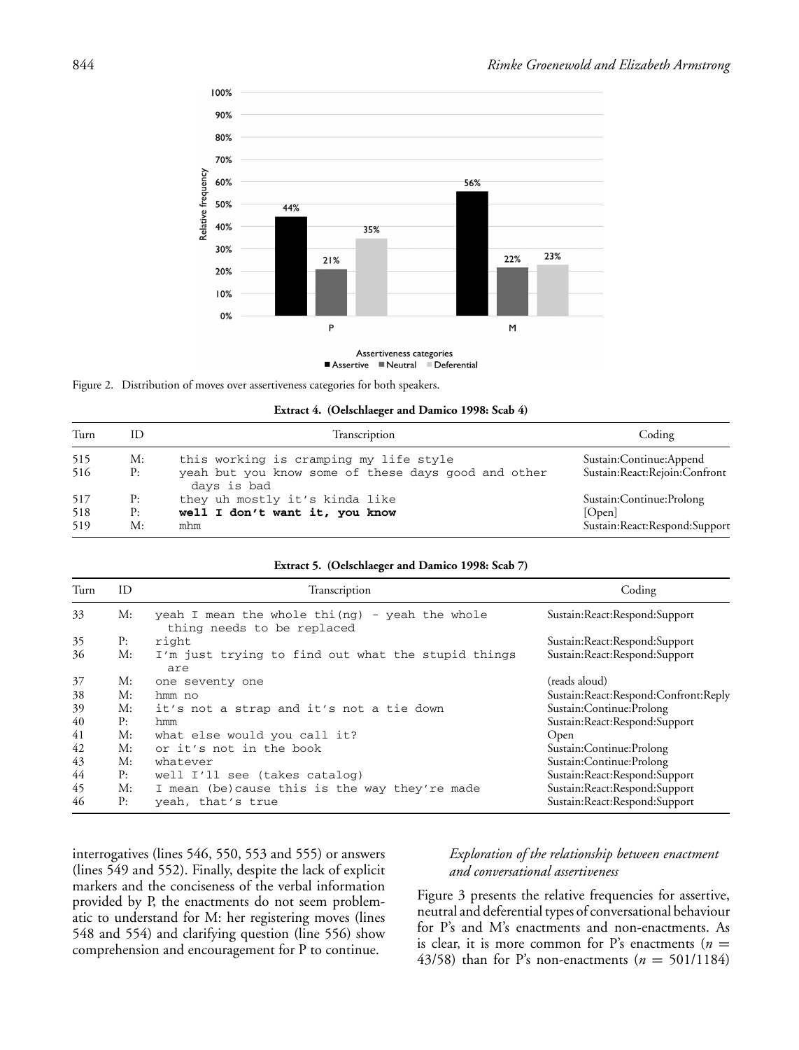Figure 2. Distribution of moves over assertiveness categories for both speakers.

**Extract 4. (Oelschlaeger and Damico 1998: Scab 4)**

| Turn | ID | Transcription | Coding |
|---|---|---|---|
| 515 | M: | this working is cramping my life style | Sustain:Continue:Append |
| 516 | P: | yeah but you know some of these days good and other days is bad | Sustain:React:Rejoin:Confront |
| 517 | P: | they uh mostly it's kinda like | Sustain:Continue:Prolong |
| 518 | P: | **well I don't want it, you know** | [Open] |
| 519 | M: | mhm | Sustain:React:Respond:Support |

**Extract 5. (Oelschlaeger and Damico 1998: Scab 7)**

| Turn | ID | Transcription | Coding |
|---|---|---|---|
| 33 | M: | yeah I mean the whole thi(ng) - yeah the whole thing needs to be replaced | Sustain:React:Respond:Support |
| 35 | P: | right | Sustain:React:Respond:Support |
| 36 | M: | I'm just trying to find out what the stupid things are | Sustain:React:Respond:Support |
| 37 | M: | one seventy one | (reads aloud) |
| 38 | M: | hmm no | Sustain:React:Respond:Confront:Reply |
| 39 | M: | it's not a strap and it's not a tie down | Sustain:Continue:Prolong |
| 40 | P: | hmm | Sustain:React:Respond:Support |
| 41 | M: | what else would you call it? | Open |
| 42 | M: | or it's not in the book | Sustain:Continue:Prolong |
| 43 | M: | whatever | Sustain:Continue:Prolong |
| 44 | P: | well I'll see (takes catalog) | Sustain:React:Respond:Support |
| 45 | M: | I mean (be)cause this is the way they're made | Sustain:React:Respond:Support |
| 46 | P: | yeah, that's true | Sustain:React:Respond:Support |

interrogatives (lines 546, 550, 553 and 555) or answers (lines 549 and 552). Finally, despite the lack of explicit markers and the conciseness of the verbal information provided by P, the enactments do not seem problematic to understand for M: her registering moves (lines 548 and 554) and clarifying question (line 556) show comprehension and encouragement for P to continue.

### *Exploration of the relationship between enactment and conversational assertiveness*

Figure 3 presents the relative frequencies for assertive, neutral and deferential types of conversational behaviour for P's and M's enactments and non-enactments. As is clear, it is more common for P's enactments ($n$ = 43/58) than for P's non-enactments ($n$ = 501/1184)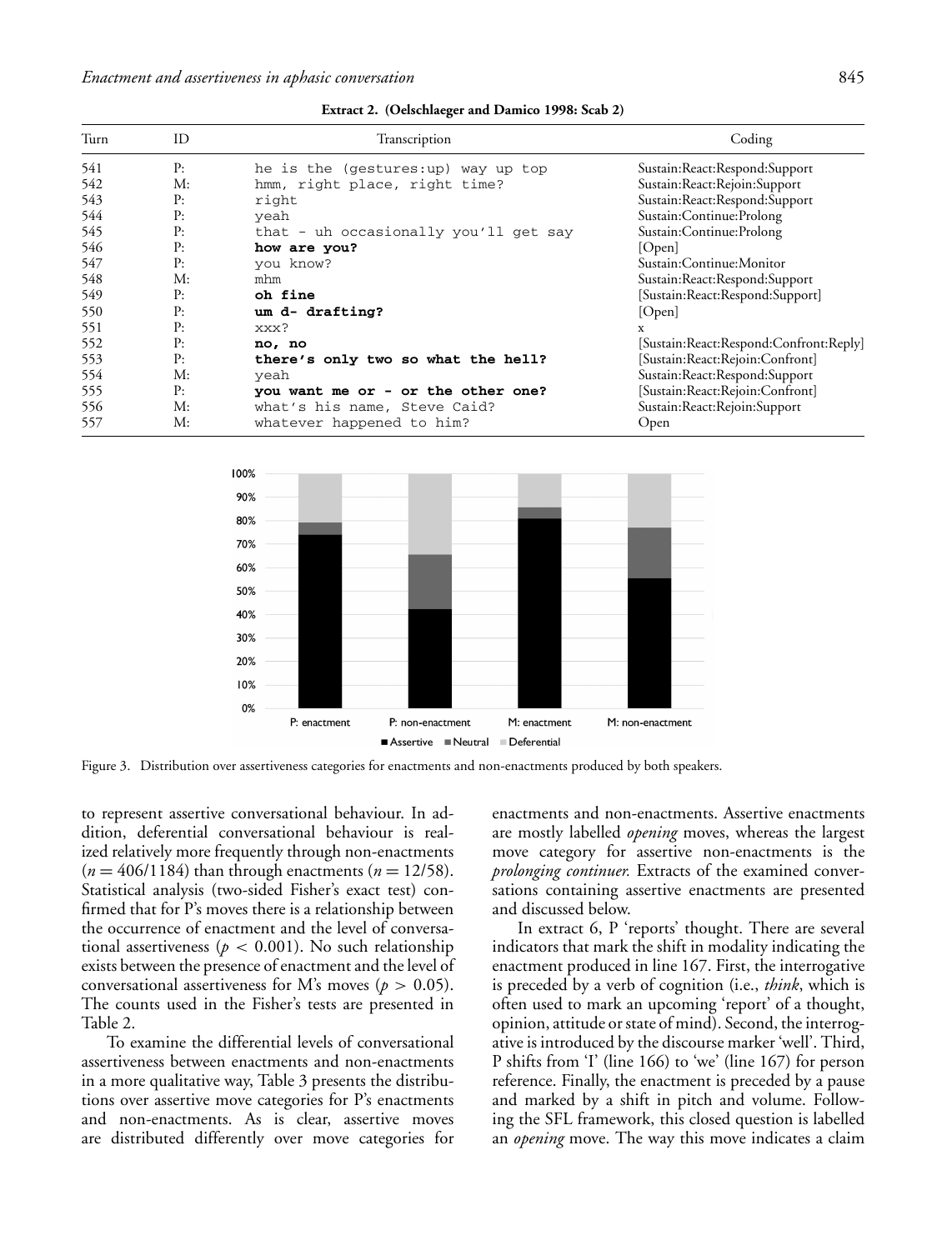**Extract 2. (Oelschlaeger and Damico 1998: Scab 2)**

| Turn | ID | Transcription | Coding |
|---|---|---|---|
| 541 | P: | he is the (gestures:up) way up top | Sustain:React:Respond:Support |
| 542 | M: | hmm, right place, right time? | Sustain:React:Rejoin:Support |
| 543 | P: | right | Sustain:React:Respond:Support |
| 544 | P: | yeah | Sustain:Continue:Prolong |
| 545 | P: | that - uh occasionally you'll get say | Sustain:Continue:Prolong |
| 546 | P: | **how are you?** | [Open] |
| 547 | P: | you know? | Sustain:Continue:Monitor |
| 548 | M: | mhm | Sustain:React:Respond:Support |
| 549 | P: | **oh fine** | [Sustain:React:Respond:Support] |
| 550 | P: | **um d- drafting?** | [Open] |
| 551 | P: | xxx? | x |
| 552 | P: | **no, no** | [Sustain:React:Respond:Confront:Reply] |
| 553 | P: | **there's only two so what the hell?** | [Sustain:React:Rejoin:Confront] |
| 554 | M: | yeah | Sustain:React:Respond:Support |
| 555 | P: | **you want me or - or the other one?** | [Sustain:React:Rejoin:Confront] |
| 556 | M: | what's his name, Steve Caid? | Sustain:React:Rejoin:Support |
| 557 | M: | whatever happened to him? | Open |

Figure 3. Distribution over assertiveness categories for enactments and non-enactments produced by both speakers.

to represent assertive conversational behaviour. In addition, deferential conversational behaviour is realized relatively more frequently through non-enactments ($n = 406/1184$) than through enactments ($n = 12/58$). Statistical analysis (two-sided Fisher's exact test) confirmed that for P's moves there is a relationship between the occurrence of enactment and the level of conversational assertiveness ($p < 0.001$). No such relationship exists between the presence of enactment and the level of conversational assertiveness for M's moves ($p > 0.05$). The counts used in the Fisher's tests are presented in Table 2.

To examine the differential levels of conversational assertiveness between enactments and non-enactments in a more qualitative way, Table 3 presents the distributions over assertive move categories for P's enactments and non-enactments. As is clear, assertive moves are distributed differently over move categories for enactments and non-enactments. Assertive enactments are mostly labelled *opening* moves, whereas the largest move category for assertive non-enactments is the *prolonging continuer.* Extracts of the examined conversations containing assertive enactments are presented and discussed below.

In extract 6, P 'reports' thought. There are several indicators that mark the shift in modality indicating the enactment produced in line 167. First, the interrogative is preceded by a verb of cognition (i.e., *think*, which is often used to mark an upcoming 'report' of a thought, opinion, attitude or state of mind). Second, the interrogative is introduced by the discourse marker 'well'. Third, P shifts from 'I' (line 166) to 'we' (line 167) for person reference. Finally, the enactment is preceded by a pause and marked by a shift in pitch and volume. Following the SFL framework, this closed question is labelled an *opening* move. The way this move indicates a claim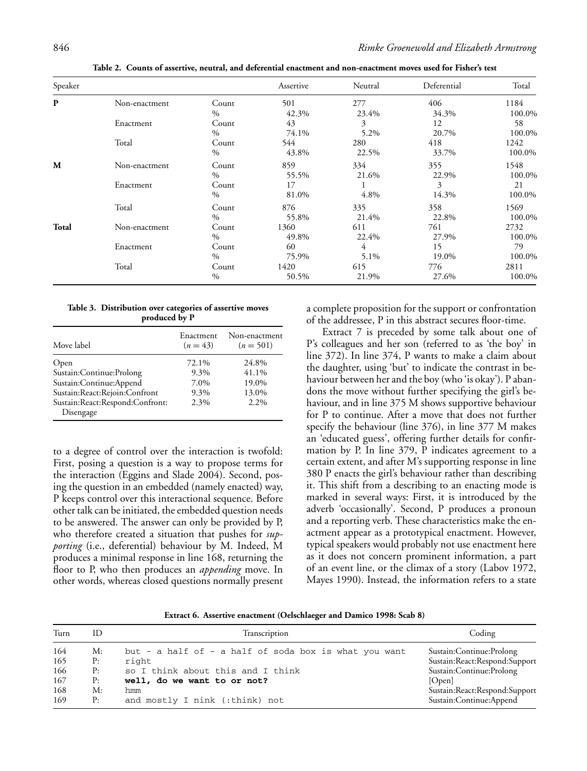**Table 2. Counts of assertive, neutral, and deferential enactment and non-enactment moves used for Fisher's test**

| Speaker | | | Assertive | Neutral | Deferential | Total |
|---|---|---|---|---|---|---|
| **P** | Non-enactment | Count | 501 | 277 | 406 | 1184 |
| | | % | 42.3% | 23.4% | 34.3% | 100.0% |
| | Enactment | Count | 43 | 3 | 12 | 58 |
| | | % | 74.1% | 5.2% | 20.7% | 100.0% |
| | Total | Count | 544 | 280 | 418 | 1242 |
| | | % | 43.8% | 22.5% | 33.7% | 100.0% |
| **M** | Non-enactment | Count | 859 | 334 | 355 | 1548 |
| | | % | 55.5% | 21.6% | 22.9% | 100.0% |
| | Enactment | Count | 17 | 1 | 3 | 21 |
| | | % | 81.0% | 4.8% | 14.3% | 100.0% |
| | Total | Count | 876 | 335 | 358 | 1569 |
| | | % | 55.8% | 21.4% | 22.8% | 100.0% |
| **Total** | Non-enactment | Count | 1360 | 611 | 761 | 2732 |
| | | % | 49.8% | 22.4% | 27.9% | 100.0% |
| | Enactment | Count | 60 | 4 | 15 | 79 |
| | | % | 75.9% | 5.1% | 19.0% | 100.0% |
| | Total | Count | 1420 | 615 | 776 | 2811 |
| | | % | 50.5% | 21.9% | 27.6% | 100.0% |

**Table 3. Distribution over categories of assertive moves produced by P**

| Move label | Enactment ($n = 43$) | Non-enactment ($n = 501$) |
|---|---|---|
| Open | 72.1% | 24.8% |
| Sustain:Continue:Prolong | 9.3% | 41.1% |
| Sustain:Continue:Append | 7.0% | 19.0% |
| Sustain:React:Rejoin:Confront | 9.3% | 13.0% |
| Sustain:React:Respond:Confront: Disengage | 2.3% | 2.2% |

to a degree of control over the interaction is twofold: First, posing a question is a way to propose terms for the interaction (Eggins and Slade 2004). Second, posing the question in an embedded (namely enacted) way, P keeps control over this interactional sequence. Before other talk can be initiated, the embedded question needs to be answered. The answer can only be provided by P, who therefore created a situation that pushes for *supporting* (i.e., deferential) behaviour by M. Indeed, M produces a minimal response in line 168, returning the floor to P, who then produces an *appending* move. In other words, whereas closed questions normally present a complete proposition for the support or confrontation of the addressee, P in this abstract secures floor-time.

Extract 7 is preceded by some talk about one of P's colleagues and her son (referred to as 'the boy' in line 372). In line 374, P wants to make a claim about the daughter, using 'but' to indicate the contrast in behaviour between her and the boy (who 'is okay'). P abandons the move without further specifying the girl's behaviour, and in line 375 M shows supportive behaviour for P to continue. After a move that does not further specify the behaviour (line 376), in line 377 M makes an 'educated guess', offering further details for confirmation by P. In line 379, P indicates agreement to a certain extent, and after M's supporting response in line 380 P enacts the girl's behaviour rather than describing it. This shift from a describing to an enacting mode is marked in several ways: First, it is introduced by the adverb 'occasionally'. Second, P produces a pronoun and a reporting verb. These characteristics make the enactment appear as a prototypical enactment. However, typical speakers would probably not use enactment here as it does not concern prominent information, a part of an event line, or the climax of a story (Labov 1972, Mayes 1990). Instead, the information refers to a state

**Extract 6. Assertive enactment (Oelschlaeger and Damico 1998: Scab 8)**

| Turn | ID | Transcription | Coding |
|---|---|---|---|
| 164 | M: | but - a half of - a half of soda box is what you want | Sustain:Continue:Prolong |
| 165 | P: | right | Sustain:React:Respond:Support |
| 166 | P: | so I think about this and I think | Sustain:Continue:Prolong |
| 167 | P: | **well, do we want to or not?** | [Open] |
| 168 | M: | hmm | Sustain:React:Respond:Support |
| 169 | P: | and mostly I nink (:think) not | Sustain:Continue:Append |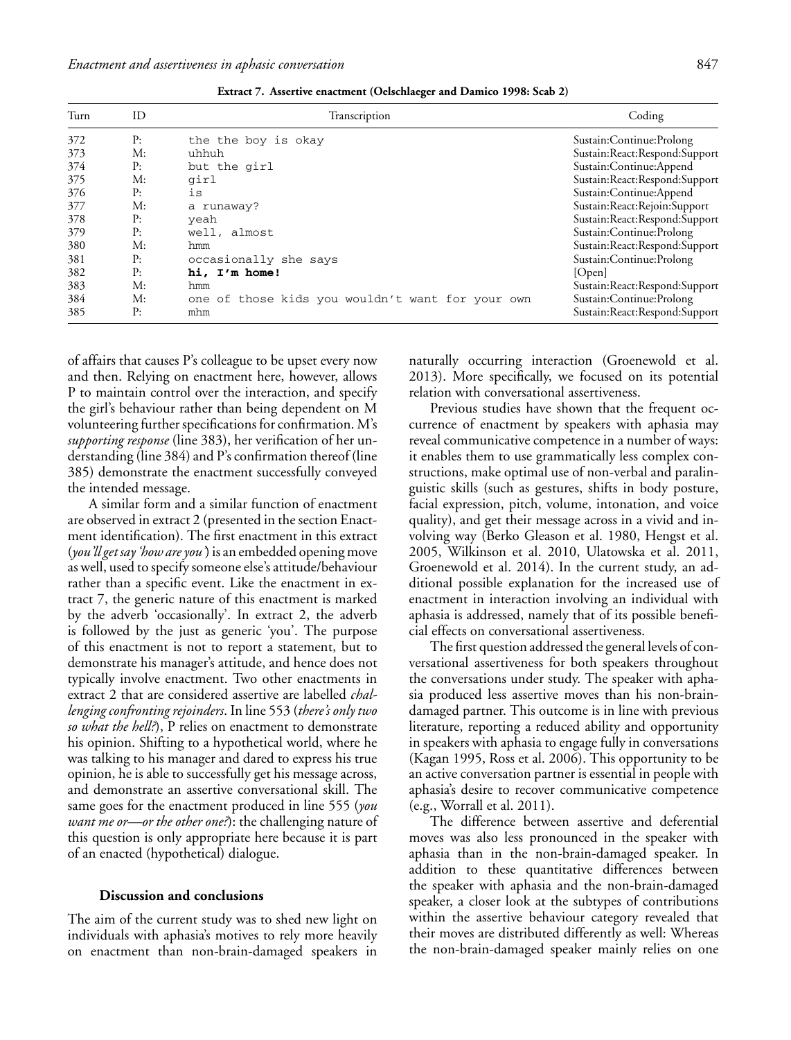**Extract 7. Assertive enactment (Oelschlaeger and Damico 1998: Scab 2)**

| Turn | ID | Transcription | Coding |
|---|---|---|---|
| 372 | P: | the the boy is okay | Sustain:Continue:Prolong |
| 373 | M: | uhhuh | Sustain:React:Respond:Support |
| 374 | P: | but the girl | Sustain:Continue:Append |
| 375 | M: | girl | Sustain:React:Respond:Support |
| 376 | P: | is | Sustain:Continue:Append |
| 377 | M: | a runaway? | Sustain:React:Rejoin:Support |
| 378 | P: | yeah | Sustain:React:Respond:Support |
| 379 | P: | well, almost | Sustain:Continue:Prolong |
| 380 | M: | hmm | Sustain:React:Respond:Support |
| 381 | P: | occasionally she says | Sustain:Continue:Prolong |
| 382 | P: | **hi, I'm home!** | [Open] |
| 383 | M: | hmm | Sustain:React:Respond:Support |
| 384 | M: | one of those kids you wouldn't want for your own | Sustain:Continue:Prolong |
| 385 | P: | mhm | Sustain:React:Respond:Support |

of affairs that causes P's colleague to be upset every now and then. Relying on enactment here, however, allows P to maintain control over the interaction, and specify the girl's behaviour rather than being dependent on M volunteering further specifications for confirmation. M's *supporting response* (line 383), her verification of her understanding (line 384) and P's confirmation thereof (line 385) demonstrate the enactment successfully conveyed the intended message.

A similar form and a similar function of enactment are observed in extract 2 (presented in the section Enactment identification). The first enactment in this extract (*you'll get say 'how are you'*) is an embedded opening move as well, used to specify someone else's attitude/behaviour rather than a specific event. Like the enactment in extract 7, the generic nature of this enactment is marked by the adverb 'occasionally'. In extract 2, the adverb is followed by the just as generic 'you'. The purpose of this enactment is not to report a statement, but to demonstrate his manager's attitude, and hence does not typically involve enactment. Two other enactments in extract 2 that are considered assertive are labelled *challenging confronting rejoinders*. In line 553 (*there's only two so what the hell?*), P relies on enactment to demonstrate his opinion. Shifting to a hypothetical world, where he was talking to his manager and dared to express his true opinion, he is able to successfully get his message across, and demonstrate an assertive conversational skill. The same goes for the enactment produced in line 555 (*you want me or—or the other one?*): the challenging nature of this question is only appropriate here because it is part of an enacted (hypothetical) dialogue.

## Discussion and conclusions

The aim of the current study was to shed new light on individuals with aphasia's motives to rely more heavily on enactment than non-brain-damaged speakers in naturally occurring interaction (Groenewold et al. 2013). More specifically, we focused on its potential relation with conversational assertiveness.

Previous studies have shown that the frequent occurrence of enactment by speakers with aphasia may reveal communicative competence in a number of ways: it enables them to use grammatically less complex constructions, make optimal use of non-verbal and paralinguistic skills (such as gestures, shifts in body posture, facial expression, pitch, volume, intonation, and voice quality), and get their message across in a vivid and involving way (Berko Gleason et al. 1980, Hengst et al. 2005, Wilkinson et al. 2010, Ulatowska et al. 2011, Groenewold et al. 2014). In the current study, an additional possible explanation for the increased use of enactment in interaction involving an individual with aphasia is addressed, namely that of its possible beneficial effects on conversational assertiveness.

The first question addressed the general levels of conversational assertiveness for both speakers throughout the conversations under study. The speaker with aphasia produced less assertive moves than his non-brain-damaged partner. This outcome is in line with previous literature, reporting a reduced ability and opportunity in speakers with aphasia to engage fully in conversations (Kagan 1995, Ross et al. 2006). This opportunity to be an active conversation partner is essential in people with aphasia's desire to recover communicative competence (e.g., Worrall et al. 2011).

The difference between assertive and deferential moves was also less pronounced in the speaker with aphasia than in the non-brain-damaged speaker. In addition to these quantitative differences between the speaker with aphasia and the non-brain-damaged speaker, a closer look at the subtypes of contributions within the assertive behaviour category revealed that their moves are distributed differently as well: Whereas the non-brain-damaged speaker mainly relies on one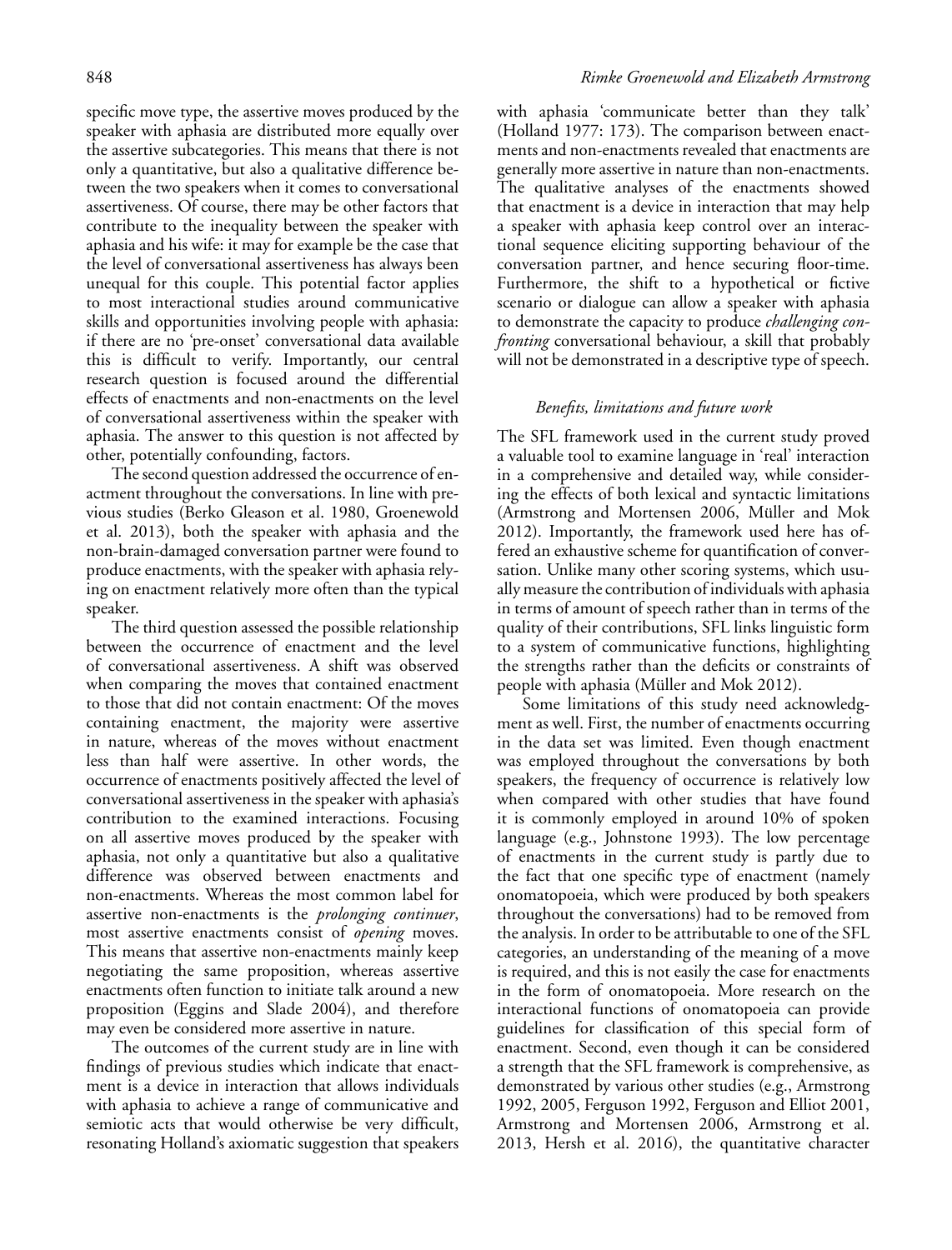specific move type, the assertive moves produced by the speaker with aphasia are distributed more equally over the assertive subcategories. This means that there is not only a quantitative, but also a qualitative difference between the two speakers when it comes to conversational assertiveness. Of course, there may be other factors that contribute to the inequality between the speaker with aphasia and his wife: it may for example be the case that the level of conversational assertiveness has always been unequal for this couple. This potential factor applies to most interactional studies around communicative skills and opportunities involving people with aphasia: if there are no 'pre-onset' conversational data available this is difficult to verify. Importantly, our central research question is focused around the differential effects of enactments and non-enactments on the level of conversational assertiveness within the speaker with aphasia. The answer to this question is not affected by other, potentially confounding, factors.

The second question addressed the occurrence of enactment throughout the conversations. In line with previous studies (Berko Gleason et al. 1980, Groenewold et al. 2013), both the speaker with aphasia and the non-brain-damaged conversation partner were found to produce enactments, with the speaker with aphasia relying on enactment relatively more often than the typical speaker.

The third question assessed the possible relationship between the occurrence of enactment and the level of conversational assertiveness. A shift was observed when comparing the moves that contained enactment to those that did not contain enactment: Of the moves containing enactment, the majority were assertive in nature, whereas of the moves without enactment less than half were assertive. In other words, the occurrence of enactments positively affected the level of conversational assertiveness in the speaker with aphasia's contribution to the examined interactions. Focusing on all assertive moves produced by the speaker with aphasia, not only a quantitative but also a qualitative difference was observed between enactments and non-enactments. Whereas the most common label for assertive non-enactments is the *prolonging continuer*, most assertive enactments consist of *opening* moves. This means that assertive non-enactments mainly keep negotiating the same proposition, whereas assertive enactments often function to initiate talk around a new proposition (Eggins and Slade 2004), and therefore may even be considered more assertive in nature.

The outcomes of the current study are in line with findings of previous studies which indicate that enactment is a device in interaction that allows individuals with aphasia to achieve a range of communicative and semiotic acts that would otherwise be very difficult, resonating Holland's axiomatic suggestion that speakers with aphasia 'communicate better than they talk' (Holland 1977: 173). The comparison between enactments and non-enactments revealed that enactments are generally more assertive in nature than non-enactments. The qualitative analyses of the enactments showed that enactment is a device in interaction that may help a speaker with aphasia keep control over an interactional sequence eliciting supporting behaviour of the conversation partner, and hence securing floor-time. Furthermore, the shift to a hypothetical or fictive scenario or dialogue can allow a speaker with aphasia to demonstrate the capacity to produce *challenging confronting* conversational behaviour, a skill that probably will not be demonstrated in a descriptive type of speech.

### *Benefits, limitations and future work*

The SFL framework used in the current study proved a valuable tool to examine language in 'real' interaction in a comprehensive and detailed way, while considering the effects of both lexical and syntactic limitations (Armstrong and Mortensen 2006, Müller and Mok 2012). Importantly, the framework used here has offered an exhaustive scheme for quantification of conversation. Unlike many other scoring systems, which usually measure the contribution of individuals with aphasia in terms of amount of speech rather than in terms of the quality of their contributions, SFL links linguistic form to a system of communicative functions, highlighting the strengths rather than the deficits or constraints of people with aphasia (Müller and Mok 2012).

Some limitations of this study need acknowledgment as well. First, the number of enactments occurring in the data set was limited. Even though enactment was employed throughout the conversations by both speakers, the frequency of occurrence is relatively low when compared with other studies that have found it is commonly employed in around 10% of spoken language (e.g., Johnstone 1993). The low percentage of enactments in the current study is partly due to the fact that one specific type of enactment (namely onomatopoeia, which were produced by both speakers throughout the conversations) had to be removed from the analysis. In order to be attributable to one of the SFL categories, an understanding of the meaning of a move is required, and this is not easily the case for enactments in the form of onomatopoeia. More research on the interactional functions of onomatopoeia can provide guidelines for classification of this special form of enactment. Second, even though it can be considered a strength that the SFL framework is comprehensive, as demonstrated by various other studies (e.g., Armstrong 1992, 2005, Ferguson 1992, Ferguson and Elliot 2001, Armstrong and Mortensen 2006, Armstrong et al. 2013, Hersh et al. 2016), the quantitative character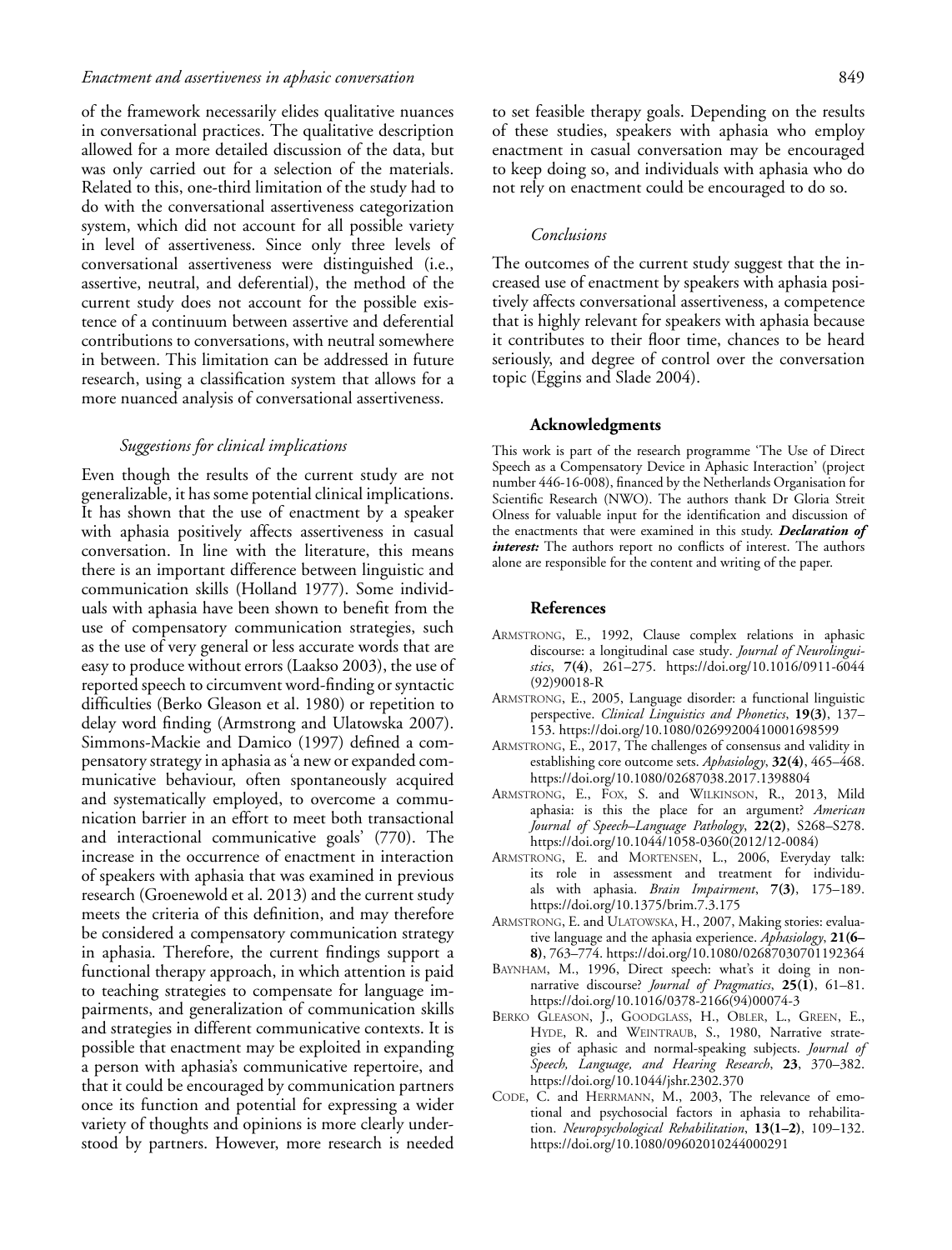of the framework necessarily elides qualitative nuances in conversational practices. The qualitative description allowed for a more detailed discussion of the data, but was only carried out for a selection of the materials. Related to this, one-third limitation of the study had to do with the conversational assertiveness categorization system, which did not account for all possible variety in level of assertiveness. Since only three levels of conversational assertiveness were distinguished (i.e., assertive, neutral, and deferential), the method of the current study does not account for the possible existence of a continuum between assertive and deferential contributions to conversations, with neutral somewhere in between. This limitation can be addressed in future research, using a classification system that allows for a more nuanced analysis of conversational assertiveness.

### *Suggestions for clinical implications*

Even though the results of the current study are not generalizable, it has some potential clinical implications. It has shown that the use of enactment by a speaker with aphasia positively affects assertiveness in casual conversation. In line with the literature, this means there is an important difference between linguistic and communication skills (Holland 1977). Some individuals with aphasia have been shown to benefit from the use of compensatory communication strategies, such as the use of very general or less accurate words that are easy to produce without errors (Laakso 2003), the use of reported speech to circumvent word-finding or syntactic difficulties (Berko Gleason et al. 1980) or repetition to delay word finding (Armstrong and Ulatowska 2007). Simmons-Mackie and Damico (1997) defined a compensatory strategy in aphasia as 'a new or expanded communicative behaviour, often spontaneously acquired and systematically employed, to overcome a communication barrier in an effort to meet both transactional and interactional communicative goals' (770). The increase in the occurrence of enactment in interaction of speakers with aphasia that was examined in previous research (Groenewold et al. 2013) and the current study meets the criteria of this definition, and may therefore be considered a compensatory communication strategy in aphasia. Therefore, the current findings support a functional therapy approach, in which attention is paid to teaching strategies to compensate for language impairments, and generalization of communication skills and strategies in different communicative contexts. It is possible that enactment may be exploited in expanding a person with aphasia's communicative repertoire, and that it could be encouraged by communication partners once its function and potential for expressing a wider variety of thoughts and opinions is more clearly understood by partners. However, more research is needed to set feasible therapy goals. Depending on the results of these studies, speakers with aphasia who employ enactment in casual conversation may be encouraged to keep doing so, and individuals with aphasia who do not rely on enactment could be encouraged to do so.

### *Conclusions*

The outcomes of the current study suggest that the increased use of enactment by speakers with aphasia positively affects conversational assertiveness, a competence that is highly relevant for speakers with aphasia because it contributes to their floor time, chances to be heard seriously, and degree of control over the conversation topic (Eggins and Slade 2004).

## Acknowledgments

This work is part of the research programme 'The Use of Direct Speech as a Compensatory Device in Aphasic Interaction' (project number 446-16-008), financed by the Netherlands Organisation for Scientific Research (NWO). The authors thank Dr Gloria Streit Olness for valuable input for the identification and discussion of the enactments that were examined in this study. ***Declaration of interest:*** The authors report no conflicts of interest. The authors alone are responsible for the content and writing of the paper.

## References

ARMSTRONG, E., 1992, Clause complex relations in aphasic discourse: a longitudinal case study. *Journal of Neurolinguistics*, **7(4)**, 261–275. https://doi.org/10.1016/0911-6044(92)90018-R

ARMSTRONG, E., 2005, Language disorder: a functional linguistic perspective. *Clinical Linguistics and Phonetics*, **19(3)**, 137–153. https://doi.org/10.1080/02699200410001698599

ARMSTRONG, E., 2017, The challenges of consensus and validity in establishing core outcome sets. *Aphasiology*, **32(4)**, 465–468. https://doi.org/10.1080/02687038.2017.1398804

ARMSTRONG, E., FOX, S. and WILKINSON, R., 2013, Mild aphasia: is this the place for an argument? *American Journal of Speech–Language Pathology*, **22(2)**, S268–S278. https://doi.org/10.1044/1058-0360(2012/12-0084)

ARMSTRONG, E. and MORTENSEN, L., 2006, Everyday talk: its role in assessment and treatment for individuals with aphasia. *Brain Impairment*, **7(3)**, 175–189. https://doi.org/10.1375/brim.7.3.175

ARMSTRONG, E. and ULATOWSKA, H., 2007, Making stories: evaluative language and the aphasia experience. *Aphasiology*, **21(6–8)**, 763–774. https://doi.org/10.1080/02687030701192364

BAYNHAM, M., 1996, Direct speech: what's it doing in non-narrative discourse? *Journal of Pragmatics*, **25(1)**, 61–81. https://doi.org/10.1016/0378-2166(94)00074-3

BERKO GLEASON, J., GOODGLASS, H., OBLER, L., GREEN, E., HYDE, R. and WEINTRAUB, S., 1980, Narrative strategies of aphasic and normal-speaking subjects. *Journal of Speech, Language, and Hearing Research*, **23**, 370–382. https://doi.org/10.1044/jshr.2302.370

CODE, C. and HERRMANN, M., 2003, The relevance of emotional and psychosocial factors in aphasia to rehabilitation. *Neuropsychological Rehabilitation*, **13(1–2)**, 109–132. https://doi.org/10.1080/09602010244000291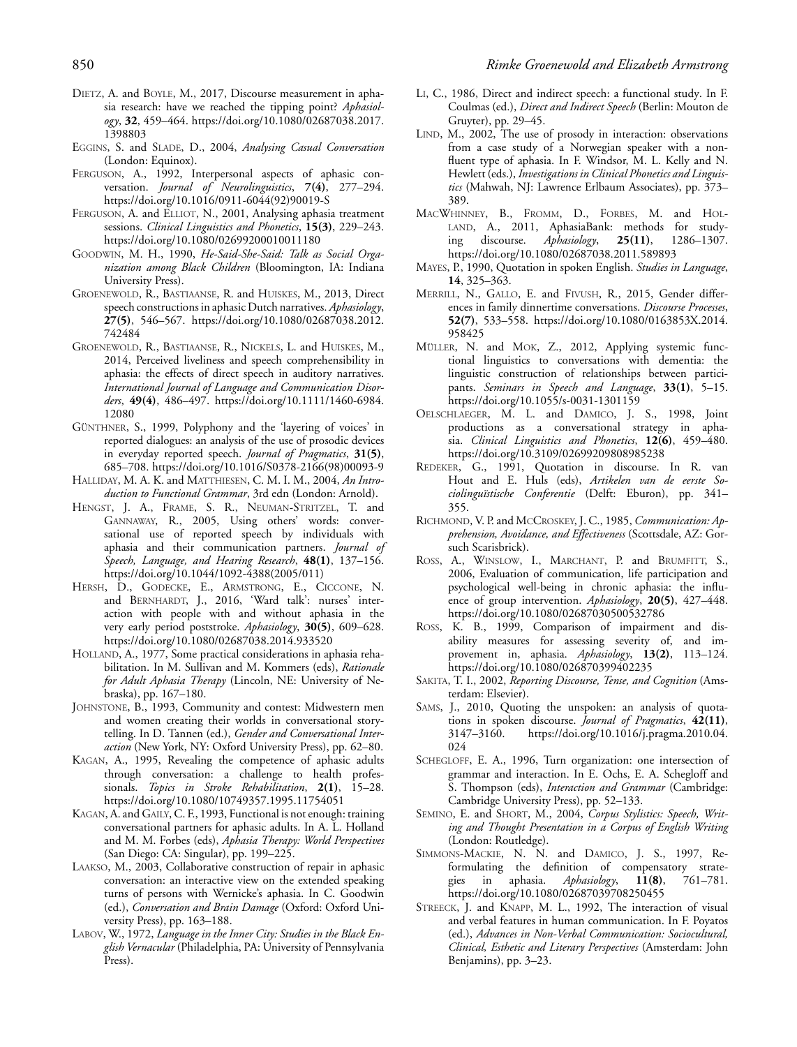Dietz, A. and Boyle, M., 2017, Discourse measurement in aphasia research: have we reached the tipping point? *Aphasiology*, **32**, 459–464. https://doi.org/10.1080/02687038.2017.1398803

Eggins, S. and Slade, D., 2004, *Analysing Casual Conversation* (London: Equinox).

Ferguson, A., 1992, Interpersonal aspects of aphasic conversation. *Journal of Neurolinguistics*, **7(4)**, 277–294. https://doi.org/10.1016/0911-6044(92)90019-S

Ferguson, A. and Elliot, N., 2001, Analysing aphasia treatment sessions. *Clinical Linguistics and Phonetics*, **15(3)**, 229–243. https://doi.org/10.1080/02699200010011180

Goodwin, M. H., 1990, *He-Said-She-Said: Talk as Social Organization among Black Children* (Bloomington, IA: Indiana University Press).

Groenewold, R., Bastiaanse, R. and Huiskes, M., 2013, Direct speech constructions in aphasic Dutch narratives. *Aphasiology*, **27(5)**, 546–567. https://doi.org/10.1080/02687038.2012.742484

Groenewold, R., Bastiaanse, R., Nickels, L. and Huiskes, M., 2014, Perceived liveliness and speech comprehensibility in aphasia: the effects of direct speech in auditory narratives. *International Journal of Language and Communication Disorders*, **49(4)**, 486–497. https://doi.org/10.1111/1460-6984.12080

Günthner, S., 1999, Polyphony and the 'layering of voices' in reported dialogues: an analysis of the use of prosodic devices in everyday reported speech. *Journal of Pragmatics*, **31(5)**, 685–708. https://doi.org/10.1016/S0378-2166(98)00093-9

Halliday, M. A. K. and Matthiesen, C. M. I. M., 2004, *An Introduction to Functional Grammar*, 3rd edn (London: Arnold).

Hengst, J. A., Frame, S. R., Neuman-Stritzel, T. and Gannaway, R., 2005, Using others' words: conversational use of reported speech by individuals with aphasia and their communication partners. *Journal of Speech, Language, and Hearing Research*, **48(1)**, 137–156. https://doi.org/10.1044/1092-4388(2005/011)

Hersh, D., Godecke, E., Armstrong, E., Ciccone, N. and Bernhardt, J., 2016, 'Ward talk': nurses' interaction with people with and without aphasia in the very early period poststroke. *Aphasiology*, **30(5)**, 609–628. https://doi.org/10.1080/02687038.2014.933520

Holland, A., 1977, Some practical considerations in aphasia rehabilitation. In M. Sullivan and M. Kommers (eds), *Rationale for Adult Aphasia Therapy* (Lincoln, NE: University of Nebraska), pp. 167–180.

Johnstone, B., 1993, Community and contest: Midwestern men and women creating their worlds in conversational storytelling. In D. Tannen (ed.), *Gender and Conversational Interaction* (New York, NY: Oxford University Press), pp. 62–80.

Kagan, A., 1995, Revealing the competence of aphasic adults through conversation: a challenge to health professionals. *Topics in Stroke Rehabilitation*, **2(1)**, 15–28. https://doi.org/10.1080/10749357.1995.11754051

Kagan, A. and Gaily, C. F., 1993, Functional is not enough: training conversational partners for aphasic adults. In A. L. Holland and M. M. Forbes (eds), *Aphasia Therapy: World Perspectives* (San Diego: CA: Singular), pp. 199–225.

Laakso, M., 2003, Collaborative construction of repair in aphasic conversation: an interactive view on the extended speaking turns of persons with Wernicke's aphasia. In C. Goodwin (ed.), *Conversation and Brain Damage* (Oxford: Oxford University Press), pp. 163–188.

Labov, W., 1972, *Language in the Inner City: Studies in the Black English Vernacular* (Philadelphia, PA: University of Pennsylvania Press).

Li, C., 1986, Direct and indirect speech: a functional study. In F. Coulmas (ed.), *Direct and Indirect Speech* (Berlin: Mouton de Gruyter), pp. 29–45.

Lind, M., 2002, The use of prosody in interaction: observations from a case study of a Norwegian speaker with a non-fluent type of aphasia. In F. Windsor, M. L. Kelly and N. Hewlett (eds.), *Investigations in Clinical Phonetics and Linguistics* (Mahwah, NJ: Lawrence Erlbaum Associates), pp. 373–389.

MacWhinney, B., Fromm, D., Forbes, M. and Holland, A., 2011, AphasiaBank: methods for studying discourse. *Aphasiology*, **25(11)**, 1286–1307. https://doi.org/10.1080/02687038.2011.589893

Mayes, P., 1990, Quotation in spoken English. *Studies in Language*, **14**, 325–363.

Merrill, N., Gallo, E. and Fivush, R., 2015, Gender differences in family dinnertime conversations. *Discourse Processes*, **52(7)**, 533–558. https://doi.org/10.1080/0163853X.2014.958425

Müller, N. and Mok, Z., 2012, Applying systemic functional linguistics to conversations with dementia: the linguistic construction of relationships between participants. *Seminars in Speech and Language*, **33(1)**, 5–15. https://doi.org/10.1055/s-0031-1301159

Oelschlaeger, M. L. and Damico, J. S., 1998, Joint productions as a conversational strategy in aphasia. *Clinical Linguistics and Phonetics*, **12(6)**, 459–480. https://doi.org/10.3109/02699209808985238

Redeker, G., 1991, Quotation in discourse. In R. van Hout and E. Huls (eds), *Artikelen van de eerste Sociolinguïstische Conferentie* (Delft: Eburon), pp. 341–355.

Richmond, V. P. and McCroskey, J. C., 1985, *Communication: Apprehension, Avoidance, and Effectiveness* (Scottsdale, AZ: Gorsuch Scarisbrick).

Ross, A., Winslow, I., Marchant, P. and Brumfitt, S., 2006, Evaluation of communication, life participation and psychological well-being in chronic aphasia: the influence of group intervention. *Aphasiology*, **20(5)**, 427–448. https://doi.org/10.1080/02687030500532786

Ross, K. B., 1999, Comparison of impairment and disability measures for assessing severity of, and improvement in, aphasia. *Aphasiology*, **13(2)**, 113–124. https://doi.org/10.1080/026870399402235

Sakita, T. I., 2002, *Reporting Discourse, Tense, and Cognition* (Amsterdam: Elsevier).

Sams, J., 2010, Quoting the unspoken: an analysis of quotations in spoken discourse. *Journal of Pragmatics*, **42(11)**, 3147–3160. https://doi.org/10.1016/j.pragma.2010.04.024

Schegloff, E. A., 1996, Turn organization: one intersection of grammar and interaction. In E. Ochs, E. A. Schegloff and S. Thompson (eds), *Interaction and Grammar* (Cambridge: Cambridge University Press), pp. 52–133.

Semino, E. and Short, M., 2004, *Corpus Stylistics: Speech, Writing and Thought Presentation in a Corpus of English Writing* (London: Routledge).

Simmons-Mackie, N. N. and Damico, J. S., 1997, Reformulating the definition of compensatory strategies in aphasia. *Aphasiology*, **11(8)**, 761–781. https://doi.org/10.1080/02687039708250455

Streeck, J. and Knapp, M. L., 1992, The interaction of visual and verbal features in human communication. In F. Poyatos (ed.), *Advances in Non-Verbal Communication: Sociocultural, Clinical, Esthetic and Literary Perspectives* (Amsterdam: John Benjamins), pp. 3–23.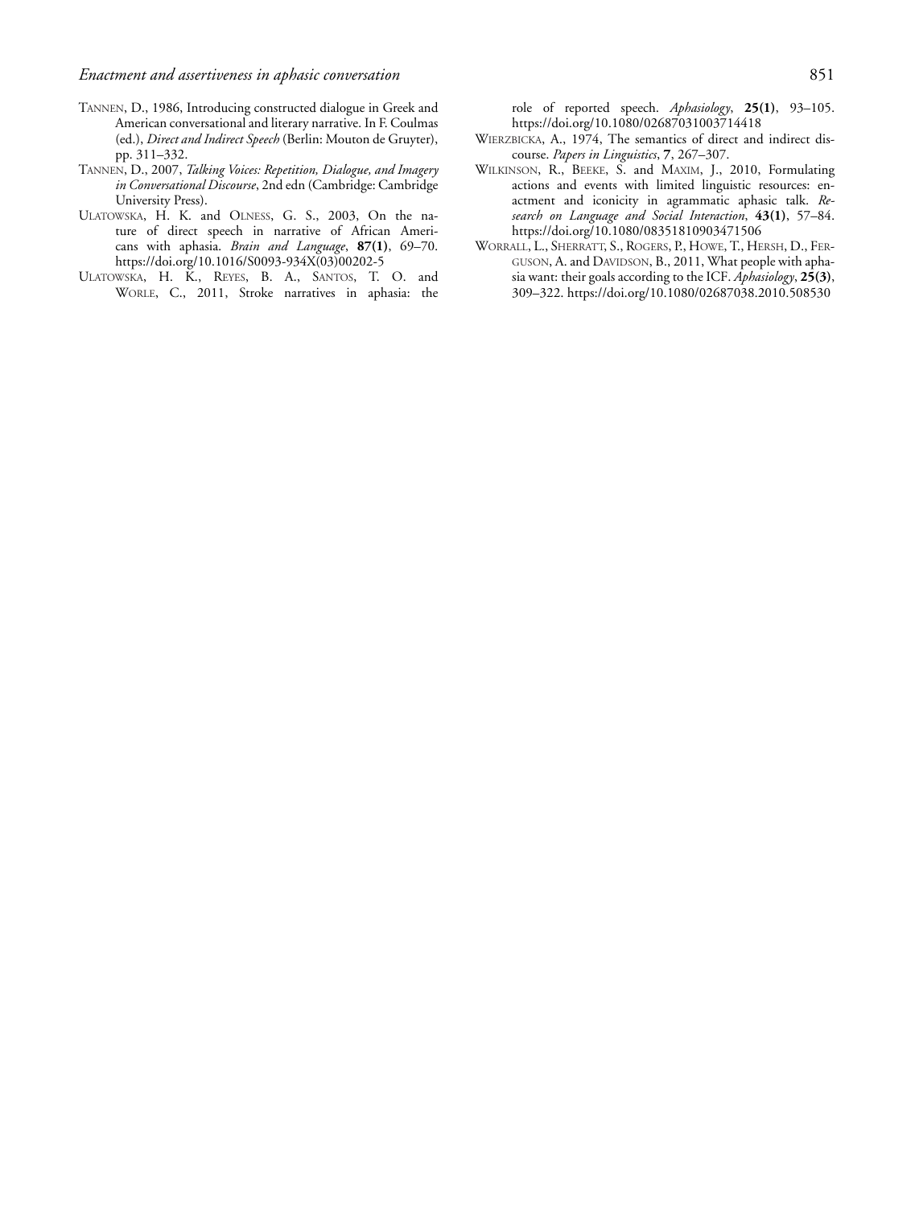TANNEN, D., 1986, Introducing constructed dialogue in Greek and American conversational and literary narrative. In F. Coulmas (ed.), *Direct and Indirect Speech* (Berlin: Mouton de Gruyter), pp. 311–332.

TANNEN, D., 2007, *Talking Voices: Repetition, Dialogue, and Imagery in Conversational Discourse*, 2nd edn (Cambridge: Cambridge University Press).

ULATOWSKA, H. K. and OLNESS, G. S., 2003, On the nature of direct speech in narrative of African Americans with aphasia. *Brain and Language*, **87(1)**, 69–70. https://doi.org/10.1016/S0093-934X(03)00202-5

ULATOWSKA, H. K., REYES, B. A., SANTOS, T. O. and WORLE, C., 2011, Stroke narratives in aphasia: the role of reported speech. *Aphasiology*, **25(1)**, 93–105. https://doi.org/10.1080/02687031003714418

WIERZBICKA, A., 1974, The semantics of direct and indirect discourse. *Papers in Linguistics*, **7**, 267–307.

WILKINSON, R., BEEKE, S. and MAXIM, J., 2010, Formulating actions and events with limited linguistic resources: enactment and iconicity in agrammatic aphasic talk. *Research on Language and Social Interaction*, **43(1)**, 57–84. https://doi.org/10.1080/08351810903471506

WORRALL, L., SHERRATT, S., ROGERS, P., HOWE, T., HERSH, D., FERGUSON, A. and DAVIDSON, B., 2011, What people with aphasia want: their goals according to the ICF. *Aphasiology*, **25(3)**, 309–322. https://doi.org/10.1080/02687038.2010.508530